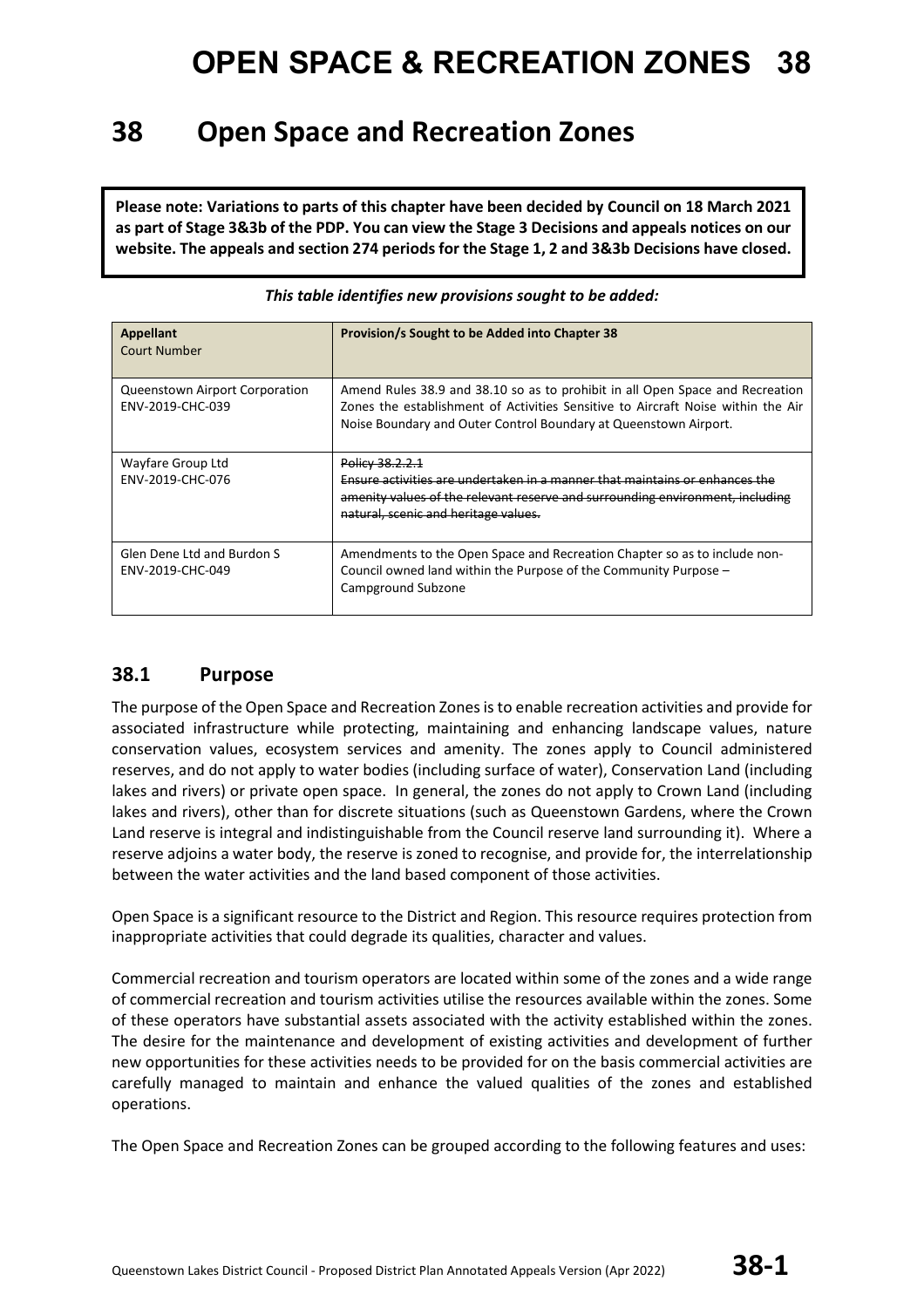# 38 Open Space and Recreation Zones

**Please note: Variations to parts of this chapter have been decided by Council on 18 March 2021 as part of Stage 3&3b of the PDP. You can view the Stage 3 Decisions and appeals notices on our website. The appeals and section 274 periods for the Stage 1, 2 and 3&3b Decisions have closed.**

***This table identifies new provisions sought to be added:***

| **Appellant** Court Number | **Provision/s Sought to be Added into Chapter 38** |
|---|---|
| Queenstown Airport Corporation ENV-2019-CHC-039 | Amend Rules 38.9 and 38.10 so as to prohibit in all Open Space and Recreation Zones the establishment of Activities Sensitive to Aircraft Noise within the Air Noise Boundary and Outer Control Boundary at Queenstown Airport. |
| Wayfare Group Ltd ENV-2019-CHC-076 | ~~Policy 38.2.2.1~~ ~~Ensure activities are undertaken in a manner that maintains or enhances the amenity values of the relevant reserve and surrounding environment, including natural, scenic and heritage values.~~ |
| Glen Dene Ltd and Burdon S ENV-2019-CHC-049 | Amendments to the Open Space and Recreation Chapter so as to include non-Council owned land within the Purpose of the Community Purpose – Campground Subzone |

## 38.1 Purpose

The purpose of the Open Space and Recreation Zones is to enable recreation activities and provide for associated infrastructure while protecting, maintaining and enhancing landscape values, nature conservation values, ecosystem services and amenity. The zones apply to Council administered reserves, and do not apply to water bodies (including surface of water), Conservation Land (including lakes and rivers) or private open space. In general, the zones do not apply to Crown Land (including lakes and rivers), other than for discrete situations (such as Queenstown Gardens, where the Crown Land reserve is integral and indistinguishable from the Council reserve land surrounding it). Where a reserve adjoins a water body, the reserve is zoned to recognise, and provide for, the interrelationship between the water activities and the land based component of those activities.

Open Space is a significant resource to the District and Region. This resource requires protection from inappropriate activities that could degrade its qualities, character and values.

Commercial recreation and tourism operators are located within some of the zones and a wide range of commercial recreation and tourism activities utilise the resources available within the zones. Some of these operators have substantial assets associated with the activity established within the zones. The desire for the maintenance and development of existing activities and development of further new opportunities for these activities needs to be provided for on the basis commercial activities are carefully managed to maintain and enhance the valued qualities of the zones and established operations.

The Open Space and Recreation Zones can be grouped according to the following features and uses: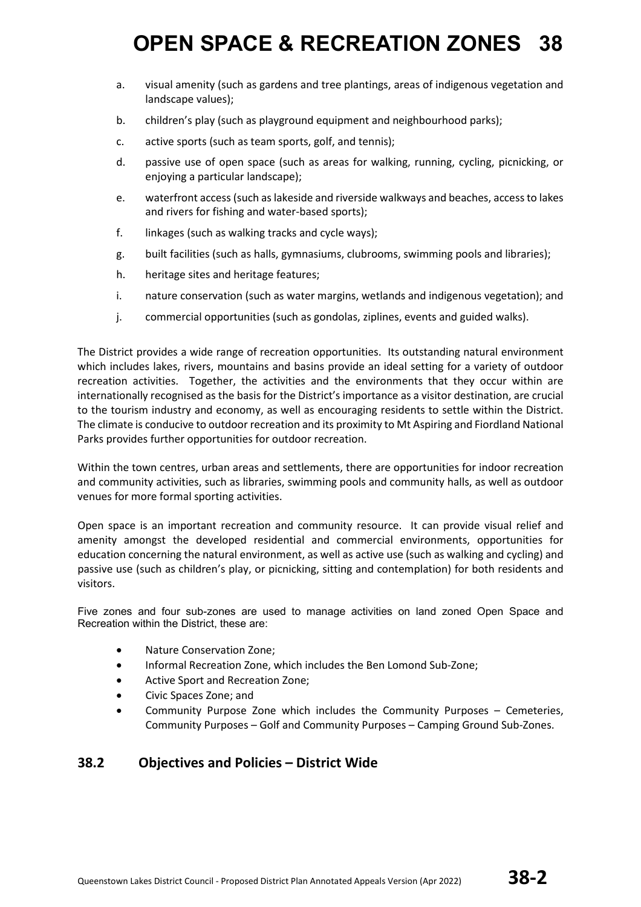a. visual amenity (such as gardens and tree plantings, areas of indigenous vegetation and landscape values);
b. children's play (such as playground equipment and neighbourhood parks);
c. active sports (such as team sports, golf, and tennis);
d. passive use of open space (such as areas for walking, running, cycling, picnicking, or enjoying a particular landscape);
e. waterfront access (such as lakeside and riverside walkways and beaches, access to lakes and rivers for fishing and water-based sports);
f. linkages (such as walking tracks and cycle ways);
g. built facilities (such as halls, gymnasiums, clubrooms, swimming pools and libraries);
h. heritage sites and heritage features;
i. nature conservation (such as water margins, wetlands and indigenous vegetation); and
j. commercial opportunities (such as gondolas, ziplines, events and guided walks).

The District provides a wide range of recreation opportunities. Its outstanding natural environment which includes lakes, rivers, mountains and basins provide an ideal setting for a variety of outdoor recreation activities. Together, the activities and the environments that they occur within are internationally recognised as the basis for the District's importance as a visitor destination, are crucial to the tourism industry and economy, as well as encouraging residents to settle within the District. The climate is conducive to outdoor recreation and its proximity to Mt Aspiring and Fiordland National Parks provides further opportunities for outdoor recreation.

Within the town centres, urban areas and settlements, there are opportunities for indoor recreation and community activities, such as libraries, swimming pools and community halls, as well as outdoor venues for more formal sporting activities.

Open space is an important recreation and community resource. It can provide visual relief and amenity amongst the developed residential and commercial environments, opportunities for education concerning the natural environment, as well as active use (such as walking and cycling) and passive use (such as children's play, or picnicking, sitting and contemplation) for both residents and visitors.

Five zones and four sub-zones are used to manage activities on land zoned Open Space and Recreation within the District, these are:

- Nature Conservation Zone;
- Informal Recreation Zone, which includes the Ben Lomond Sub-Zone;
- Active Sport and Recreation Zone;
- Civic Spaces Zone; and
- Community Purpose Zone which includes the Community Purposes – Cemeteries, Community Purposes – Golf and Community Purposes – Camping Ground Sub-Zones.

## 38.2 Objectives and Policies – District Wide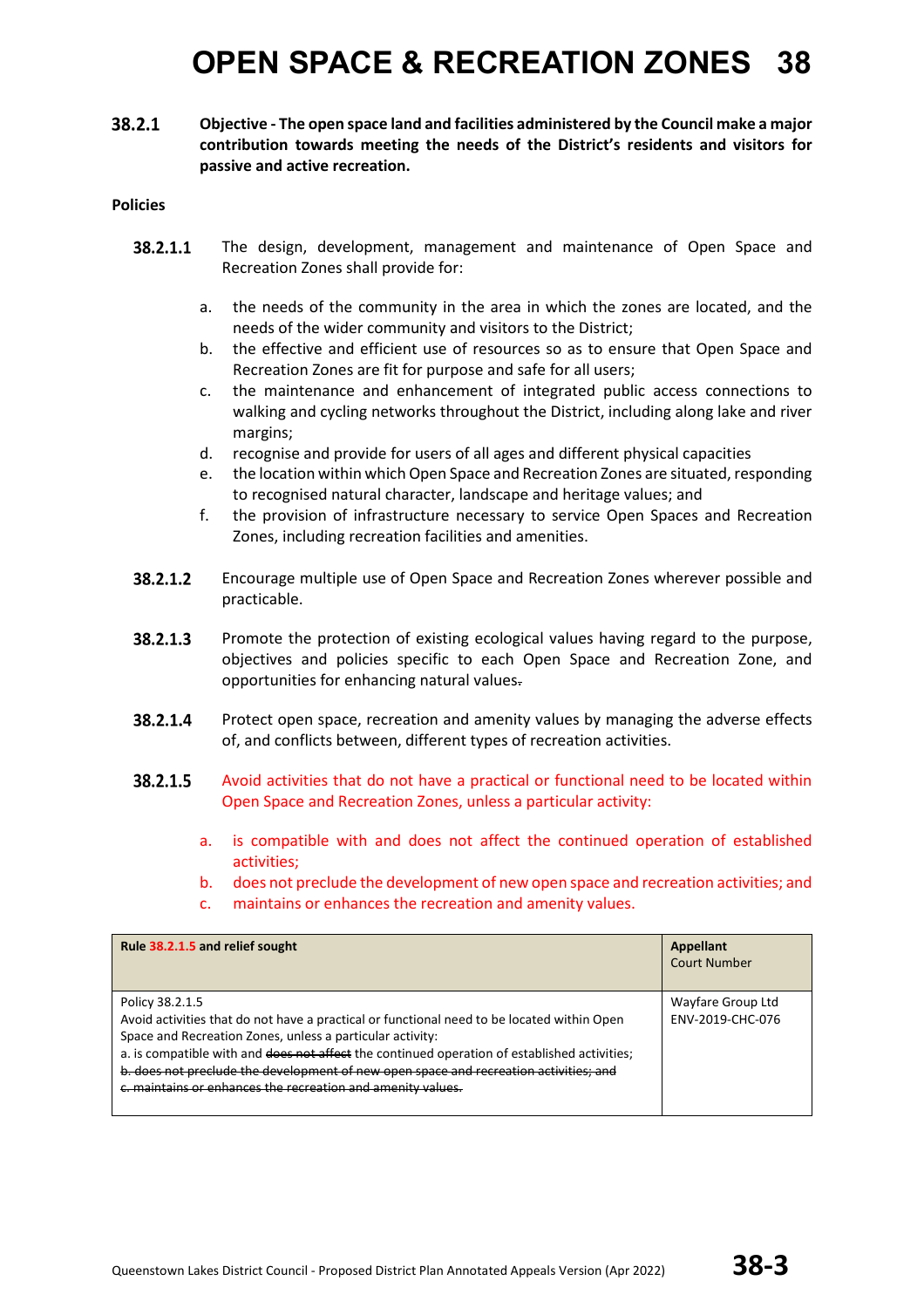# OPEN SPACE & RECREATION ZONES 38

**38.2.1 Objective - The open space land and facilities administered by the Council make a major contribution towards meeting the needs of the District's residents and visitors for passive and active recreation.**

**Policies**

**38.2.1.1** The design, development, management and maintenance of Open Space and Recreation Zones shall provide for:

a. the needs of the community in the area in which the zones are located, and the needs of the wider community and visitors to the District;
b. the effective and efficient use of resources so as to ensure that Open Space and Recreation Zones are fit for purpose and safe for all users;
c. the maintenance and enhancement of integrated public access connections to walking and cycling networks throughout the District, including along lake and river margins;
d. recognise and provide for users of all ages and different physical capacities
e. the location within which Open Space and Recreation Zones are situated, responding to recognised natural character, landscape and heritage values; and
f. the provision of infrastructure necessary to service Open Spaces and Recreation Zones, including recreation facilities and amenities.

**38.2.1.2** Encourage multiple use of Open Space and Recreation Zones wherever possible and practicable.

**38.2.1.3** Promote the protection of existing ecological values having regard to the purpose, objectives and policies specific to each Open Space and Recreation Zone, and opportunities for enhancing natural values~~.~~

**38.2.1.4** Protect open space, recreation and amenity values by managing the adverse effects of, and conflicts between, different types of recreation activities.

**38.2.1.5** Avoid activities that do not have a practical or functional need to be located within Open Space and Recreation Zones, unless a particular activity:

a. is compatible with and does not affect the continued operation of established activities;
b. does not preclude the development of new open space and recreation activities; and
c. maintains or enhances the recreation and amenity values.

| Rule 38.2.1.5 and relief sought | Appellant<br>Court Number |
|---|---|
| Policy 38.2.1.5<br>Avoid activities that do not have a practical or functional need to be located within Open Space and Recreation Zones, unless a particular activity:<br>a. is compatible with and ~~does not affect~~ the continued operation of established activities;<br>~~b. does not preclude the development of new open space and recreation activities; and~~<br>~~c. maintains or enhances the recreation and amenity values.~~ | Wayfare Group Ltd<br>ENV-2019-CHC-076 |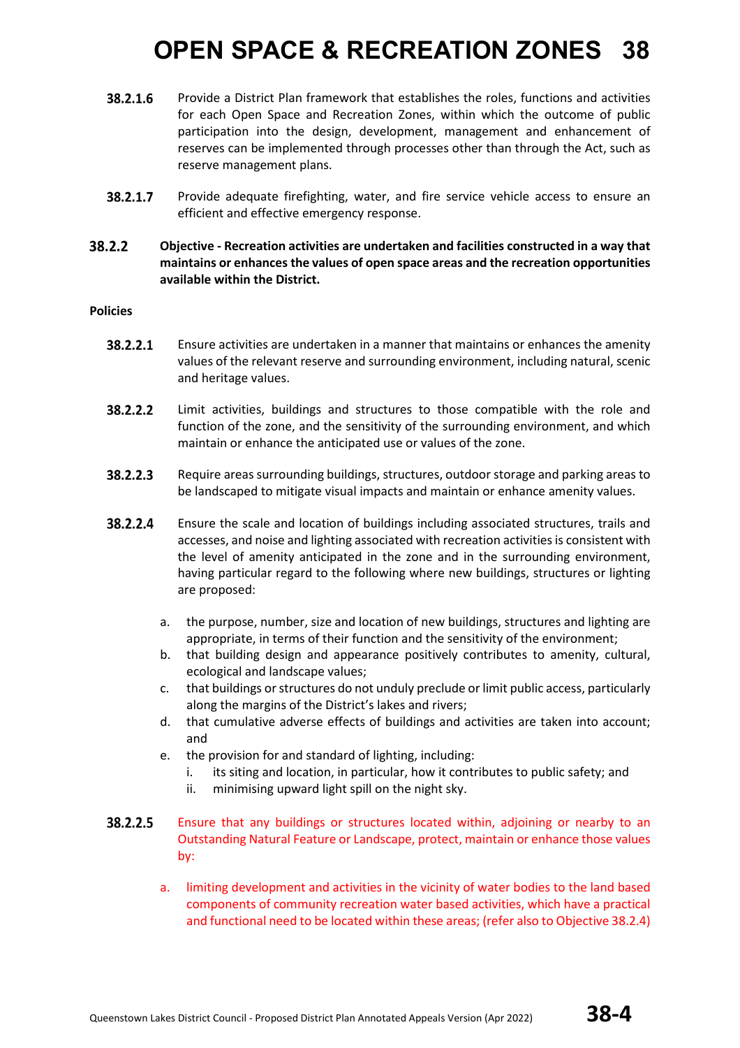**38.2.1.6** Provide a District Plan framework that establishes the roles, functions and activities for each Open Space and Recreation Zones, within which the outcome of public participation into the design, development, management and enhancement of reserves can be implemented through processes other than through the Act, such as reserve management plans.

**38.2.1.7** Provide adequate firefighting, water, and fire service vehicle access to ensure an efficient and effective emergency response.

### 38.2.2 Objective - Recreation activities are undertaken and facilities constructed in a way that maintains or enhances the values of open space areas and the recreation opportunities available within the District.

**Policies**

**38.2.2.1** Ensure activities are undertaken in a manner that maintains or enhances the amenity values of the relevant reserve and surrounding environment, including natural, scenic and heritage values.

**38.2.2.2** Limit activities, buildings and structures to those compatible with the role and function of the zone, and the sensitivity of the surrounding environment, and which maintain or enhance the anticipated use or values of the zone.

**38.2.2.3** Require areas surrounding buildings, structures, outdoor storage and parking areas to be landscaped to mitigate visual impacts and maintain or enhance amenity values.

**38.2.2.4** Ensure the scale and location of buildings including associated structures, trails and accesses, and noise and lighting associated with recreation activities is consistent with the level of amenity anticipated in the zone and in the surrounding environment, having particular regard to the following where new buildings, structures or lighting are proposed:

a. the purpose, number, size and location of new buildings, structures and lighting are appropriate, in terms of their function and the sensitivity of the environment;
b. that building design and appearance positively contributes to amenity, cultural, ecological and landscape values;
c. that buildings or structures do not unduly preclude or limit public access, particularly along the margins of the District's lakes and rivers;
d. that cumulative adverse effects of buildings and activities are taken into account; and
e. the provision for and standard of lighting, including:
   i. its siting and location, in particular, how it contributes to public safety; and
   ii. minimising upward light spill on the night sky.

**38.2.2.5** Ensure that any buildings or structures located within, adjoining or nearby to an Outstanding Natural Feature or Landscape, protect, maintain or enhance those values by:

a. limiting development and activities in the vicinity of water bodies to the land based components of community recreation water based activities, which have a practical and functional need to be located within these areas; (refer also to Objective 38.2.4)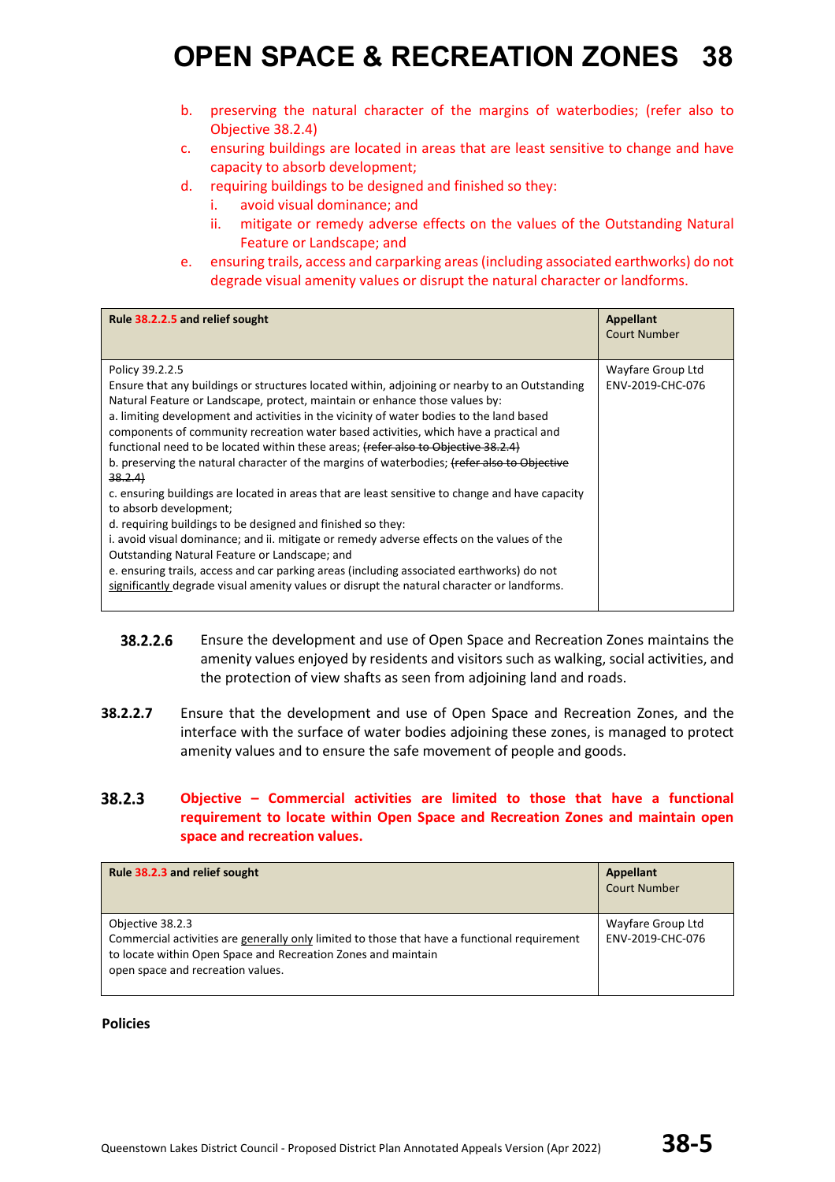b. preserving the natural character of the margins of waterbodies; (refer also to Objective 38.2.4)
c. ensuring buildings are located in areas that are least sensitive to change and have capacity to absorb development;
d. requiring buildings to be designed and finished so they:
   i. avoid visual dominance; and
   ii. mitigate or remedy adverse effects on the values of the Outstanding Natural Feature or Landscape; and
e. ensuring trails, access and carparking areas (including associated earthworks) do not degrade visual amenity values or disrupt the natural character or landforms.

| Rule 38.2.2.5 and relief sought | Appellant<br>Court Number |
|---|---|
| Policy 39.2.2.5<br>Ensure that any buildings or structures located within, adjoining or nearby to an Outstanding Natural Feature or Landscape, protect, maintain or enhance those values by:<br>a. limiting development and activities in the vicinity of water bodies to the land based components of community recreation water based activities, which have a practical and functional need to be located within these areas; ~~(refer also to Objective 38.2.4)~~<br>b. preserving the natural character of the margins of waterbodies; ~~(refer also to Objective 38.2.4)~~<br>c. ensuring buildings are located in areas that are least sensitive to change and have capacity to absorb development;<br>d. requiring buildings to be designed and finished so they:<br>i. avoid visual dominance; and ii. mitigate or remedy adverse effects on the values of the Outstanding Natural Feature or Landscape; and<br>e. ensuring trails, access and car parking areas (including associated earthworks) do not <u>significantly</u> degrade visual amenity values or disrupt the natural character or landforms. | Wayfare Group Ltd<br>ENV-2019-CHC-076 |

**38.2.2.6** Ensure the development and use of Open Space and Recreation Zones maintains the amenity values enjoyed by residents and visitors such as walking, social activities, and the protection of view shafts as seen from adjoining land and roads.

**38.2.2.7** Ensure that the development and use of Open Space and Recreation Zones, and the interface with the surface of water bodies adjoining these zones, is managed to protect amenity values and to ensure the safe movement of people and goods.

## 38.2.3 Objective – Commercial activities are limited to those that have a functional requirement to locate within Open Space and Recreation Zones and maintain open space and recreation values.

| Rule 38.2.3 and relief sought | Appellant<br>Court Number |
|---|---|
| Objective 38.2.3<br>Commercial activities are <u>generally only</u> limited to those that have a functional requirement to locate within Open Space and Recreation Zones and maintain open space and recreation values. | Wayfare Group Ltd<br>ENV-2019-CHC-076 |

**Policies**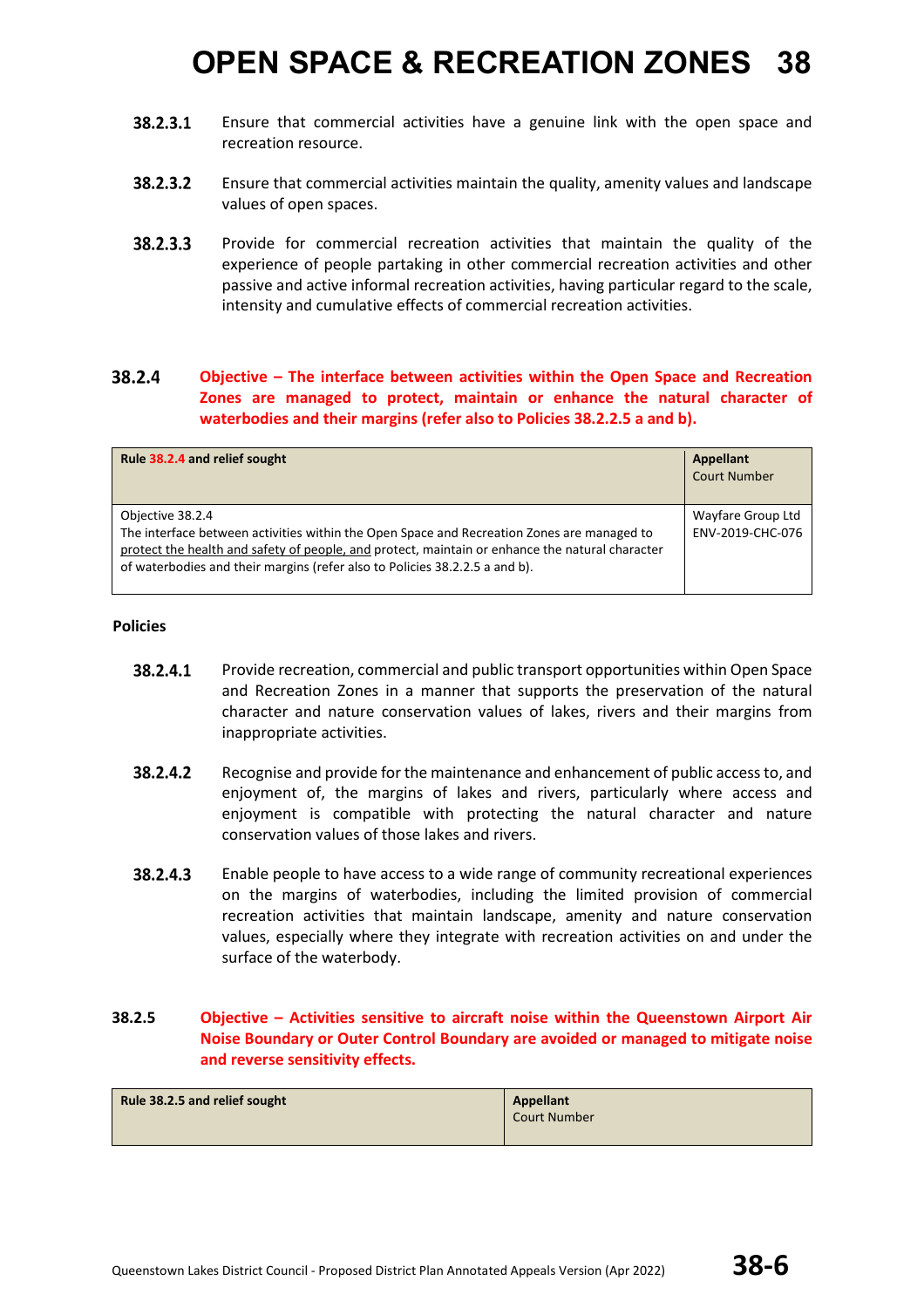**38.2.3.1** Ensure that commercial activities have a genuine link with the open space and recreation resource.

**38.2.3.2** Ensure that commercial activities maintain the quality, amenity values and landscape values of open spaces.

**38.2.3.3** Provide for commercial recreation activities that maintain the quality of the experience of people partaking in other commercial recreation activities and other passive and active informal recreation activities, having particular regard to the scale, intensity and cumulative effects of commercial recreation activities.

## 38.2.4 Objective – The interface between activities within the Open Space and Recreation Zones are managed to protect, maintain or enhance the natural character of waterbodies and their margins (refer also to Policies 38.2.2.5 a and b).

| **Rule 38.2.4 and relief sought** | **Appellant** Court Number |
|---|---|
| Objective 38.2.4<br>The interface between activities within the Open Space and Recreation Zones are managed to protect the health and safety of people, and protect, maintain or enhance the natural character of waterbodies and their margins (refer also to Policies 38.2.2.5 a and b). | Wayfare Group Ltd<br>ENV-2019-CHC-076 |

**Policies**

**38.2.4.1** Provide recreation, commercial and public transport opportunities within Open Space and Recreation Zones in a manner that supports the preservation of the natural character and nature conservation values of lakes, rivers and their margins from inappropriate activities.

**38.2.4.2** Recognise and provide for the maintenance and enhancement of public access to, and enjoyment of, the margins of lakes and rivers, particularly where access and enjoyment is compatible with protecting the natural character and nature conservation values of those lakes and rivers.

**38.2.4.3** Enable people to have access to a wide range of community recreational experiences on the margins of waterbodies, including the limited provision of commercial recreation activities that maintain landscape, amenity and nature conservation values, especially where they integrate with recreation activities on and under the surface of the waterbody.

## 38.2.5 Objective – Activities sensitive to aircraft noise within the Queenstown Airport Air Noise Boundary or Outer Control Boundary are avoided or managed to mitigate noise and reverse sensitivity effects.

| **Rule 38.2.5 and relief sought** | **Appellant** Court Number |
|---|---|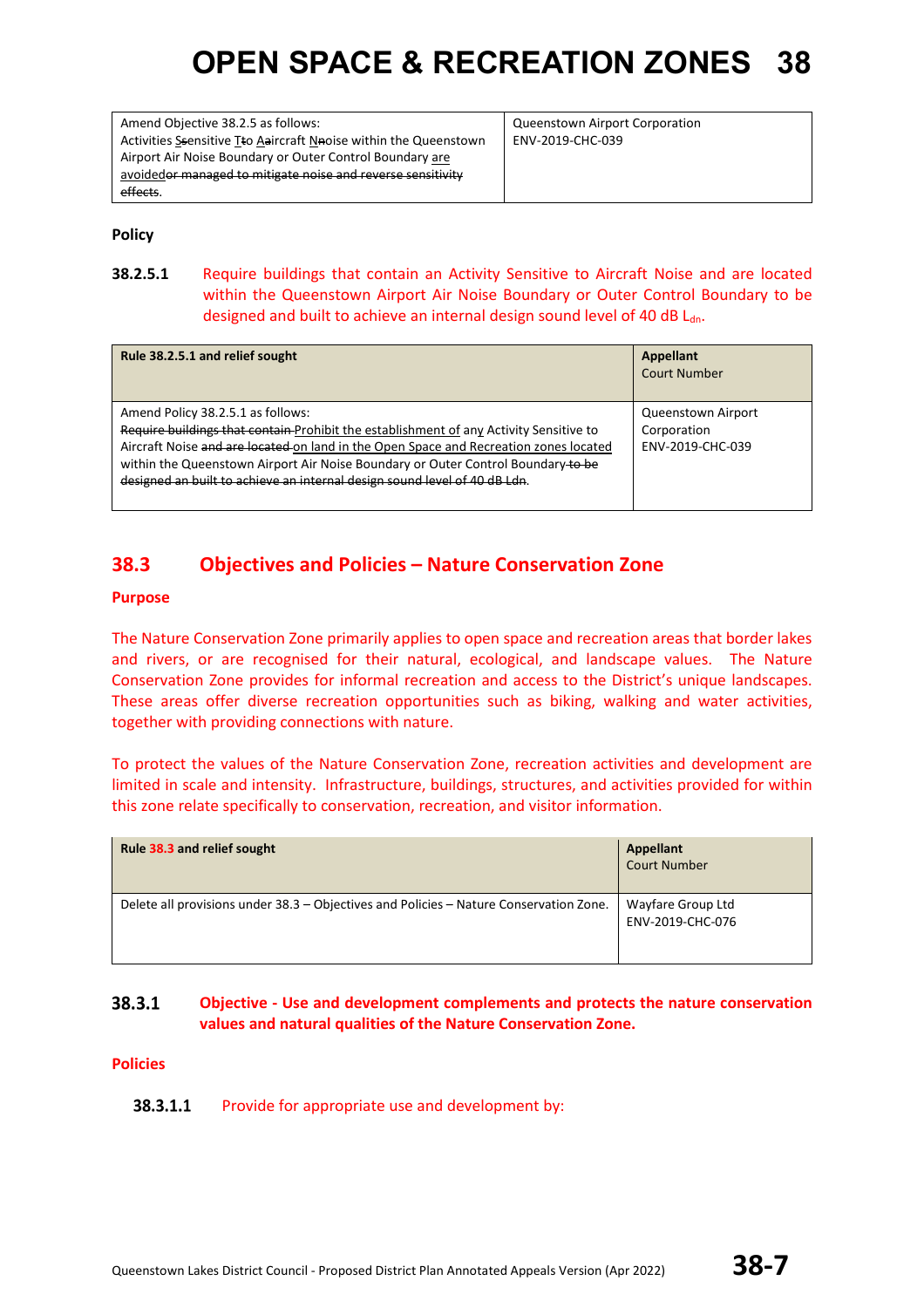| Amend Objective 38.2.5 as follows: Activities ~~S~~sensitive ~~T~~to ~~A~~aircraft ~~N~~noise within the Queenstown Airport Air Noise Boundary or Outer Control Boundary are avoided~~or managed to mitigate noise and reverse sensitivity effects~~. | Queenstown Airport Corporation ENV-2019-CHC-039 |
|---|---|

**Policy**

**38.2.5.1** Require buildings that contain an Activity Sensitive to Aircraft Noise and are located within the Queenstown Airport Air Noise Boundary or Outer Control Boundary to be designed and built to achieve an internal design sound level of 40 dB $L_{dn}$.

| **Rule 38.2.5.1 and relief sought** | **Appellant** Court Number |
|---|---|
| Amend Policy 38.2.5.1 as follows: ~~Require buildings that contain~~ Prohibit the establishment of any Activity Sensitive to Aircraft Noise ~~and are located~~ on land in the Open Space and Recreation zones located within the Queenstown Airport Air Noise Boundary or Outer Control Boundary ~~to be designed an built to achieve an internal design sound level of 40 dB Ldn~~. | Queenstown Airport Corporation ENV-2019-CHC-039 |

## 38.3 Objectives and Policies – Nature Conservation Zone

**Purpose**

The Nature Conservation Zone primarily applies to open space and recreation areas that border lakes and rivers, or are recognised for their natural, ecological, and landscape values. The Nature Conservation Zone provides for informal recreation and access to the District's unique landscapes. These areas offer diverse recreation opportunities such as biking, walking and water activities, together with providing connections with nature.

To protect the values of the Nature Conservation Zone, recreation activities and development are limited in scale and intensity. Infrastructure, buildings, structures, and activities provided for within this zone relate specifically to conservation, recreation, and visitor information.

| **Rule 38.3 and relief sought** | **Appellant** Court Number |
|---|---|
| Delete all provisions under 38.3 – Objectives and Policies – Nature Conservation Zone. | Wayfare Group Ltd ENV-2019-CHC-076 |

**38.3.1** **Objective - Use and development complements and protects the nature conservation values and natural qualities of the Nature Conservation Zone.**

**Policies**

**38.3.1.1** Provide for appropriate use and development by: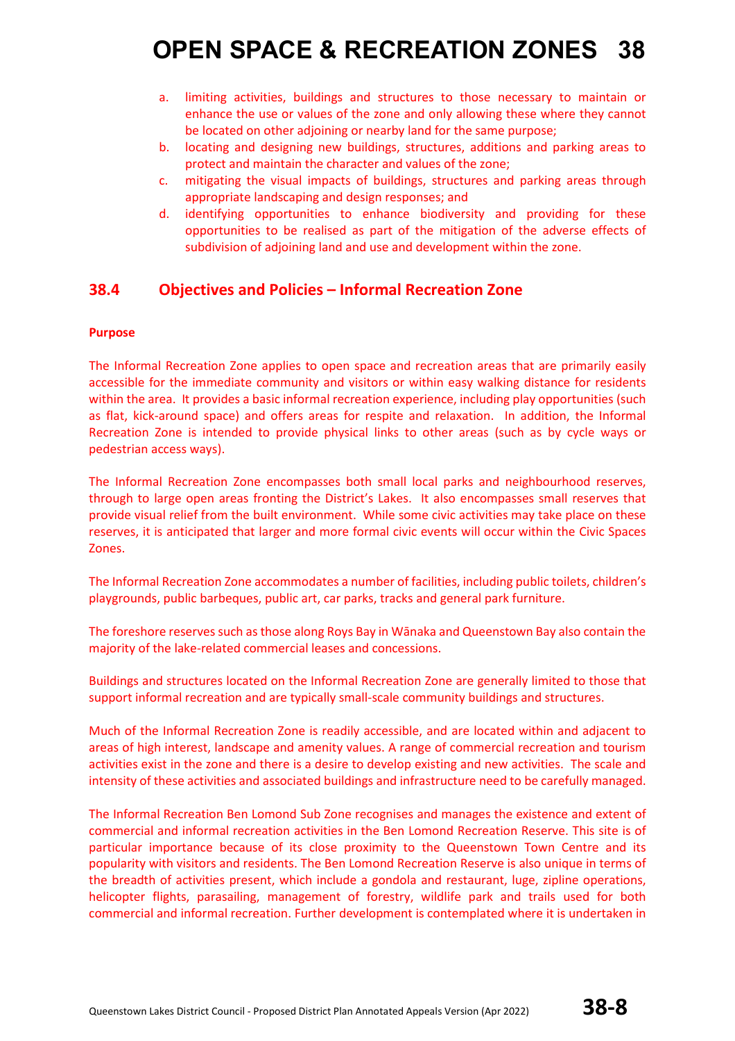a. limiting activities, buildings and structures to those necessary to maintain or enhance the use or values of the zone and only allowing these where they cannot be located on other adjoining or nearby land for the same purpose;
b. locating and designing new buildings, structures, additions and parking areas to protect and maintain the character and values of the zone;
c. mitigating the visual impacts of buildings, structures and parking areas through appropriate landscaping and design responses; and
d. identifying opportunities to enhance biodiversity and providing for these opportunities to be realised as part of the mitigation of the adverse effects of subdivision of adjoining land and use and development within the zone.

## 38.4 Objectives and Policies – Informal Recreation Zone

**Purpose**

The Informal Recreation Zone applies to open space and recreation areas that are primarily easily accessible for the immediate community and visitors or within easy walking distance for residents within the area. It provides a basic informal recreation experience, including play opportunities (such as flat, kick-around space) and offers areas for respite and relaxation. In addition, the Informal Recreation Zone is intended to provide physical links to other areas (such as by cycle ways or pedestrian access ways).

The Informal Recreation Zone encompasses both small local parks and neighbourhood reserves, through to large open areas fronting the District's Lakes. It also encompasses small reserves that provide visual relief from the built environment. While some civic activities may take place on these reserves, it is anticipated that larger and more formal civic events will occur within the Civic Spaces Zones.

The Informal Recreation Zone accommodates a number of facilities, including public toilets, children's playgrounds, public barbeques, public art, car parks, tracks and general park furniture.

The foreshore reserves such as those along Roys Bay in Wānaka and Queenstown Bay also contain the majority of the lake-related commercial leases and concessions.

Buildings and structures located on the Informal Recreation Zone are generally limited to those that support informal recreation and are typically small-scale community buildings and structures.

Much of the Informal Recreation Zone is readily accessible, and are located within and adjacent to areas of high interest, landscape and amenity values. A range of commercial recreation and tourism activities exist in the zone and there is a desire to develop existing and new activities. The scale and intensity of these activities and associated buildings and infrastructure need to be carefully managed.

The Informal Recreation Ben Lomond Sub Zone recognises and manages the existence and extent of commercial and informal recreation activities in the Ben Lomond Recreation Reserve. This site is of particular importance because of its close proximity to the Queenstown Town Centre and its popularity with visitors and residents. The Ben Lomond Recreation Reserve is also unique in terms of the breadth of activities present, which include a gondola and restaurant, luge, zipline operations, helicopter flights, parasailing, management of forestry, wildlife park and trails used for both commercial and informal recreation. Further development is contemplated where it is undertaken in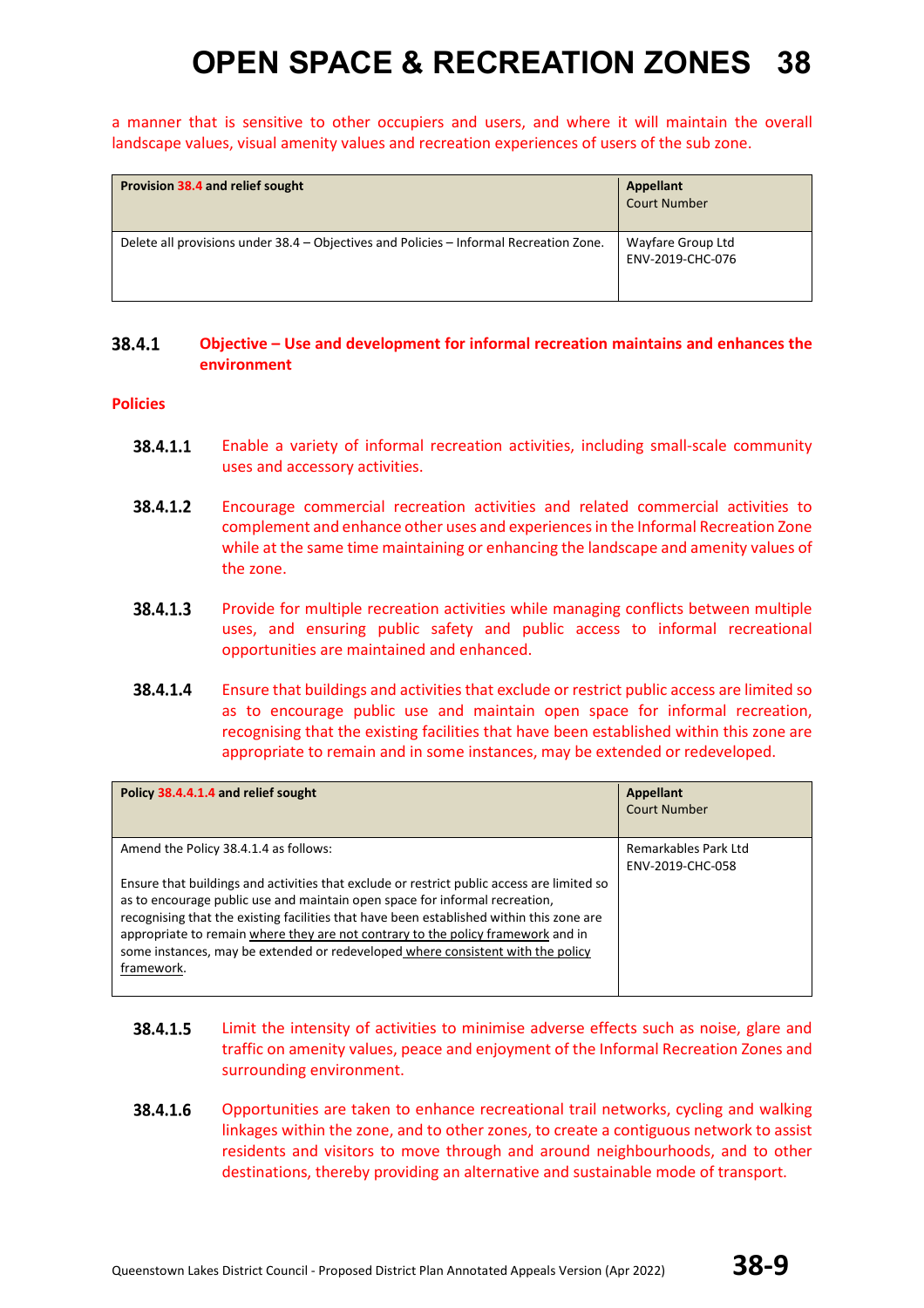a manner that is sensitive to other occupiers and users, and where it will maintain the overall landscape values, visual amenity values and recreation experiences of users of the sub zone.

| **Provision 38.4 and relief sought** | **Appellant** Court Number |
|---|---|
| Delete all provisions under 38.4 – Objectives and Policies – Informal Recreation Zone. | Wayfare Group Ltd ENV-2019-CHC-076 |

### 38.4.1 Objective – Use and development for informal recreation maintains and enhances the environment

**Policies**

**38.4.1.1** Enable a variety of informal recreation activities, including small-scale community uses and accessory activities.

**38.4.1.2** Encourage commercial recreation activities and related commercial activities to complement and enhance other uses and experiences in the Informal Recreation Zone while at the same time maintaining or enhancing the landscape and amenity values of the zone.

**38.4.1.3** Provide for multiple recreation activities while managing conflicts between multiple uses, and ensuring public safety and public access to informal recreational opportunities are maintained and enhanced.

**38.4.1.4** Ensure that buildings and activities that exclude or restrict public access are limited so as to encourage public use and maintain open space for informal recreation, recognising that the existing facilities that have been established within this zone are appropriate to remain and in some instances, may be extended or redeveloped.

| **Policy 38.4.4.1.4 and relief sought** | **Appellant** Court Number |
|---|---|
| Amend the Policy 38.4.1.4 as follows:<br><br>Ensure that buildings and activities that exclude or restrict public access are limited so as to encourage public use and maintain open space for informal recreation, recognising that the existing facilities that have been established within this zone are appropriate to remain <u>where they are not contrary to the policy framework</u> and in some instances, may be extended or redeveloped <u>where consistent with the policy framework</u>. | Remarkables Park Ltd ENV-2019-CHC-058 |

**38.4.1.5** Limit the intensity of activities to minimise adverse effects such as noise, glare and traffic on amenity values, peace and enjoyment of the Informal Recreation Zones and surrounding environment.

**38.4.1.6** Opportunities are taken to enhance recreational trail networks, cycling and walking linkages within the zone, and to other zones, to create a contiguous network to assist residents and visitors to move through and around neighbourhoods, and to other destinations, thereby providing an alternative and sustainable mode of transport.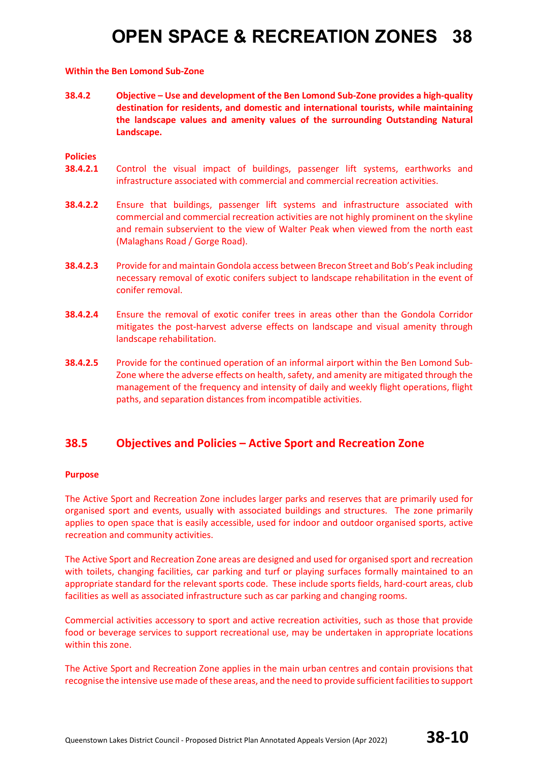**Within the Ben Lomond Sub-Zone**

**38.4.2 Objective – Use and development of the Ben Lomond Sub-Zone provides a high-quality destination for residents, and domestic and international tourists, while maintaining the landscape values and amenity values of the surrounding Outstanding Natural Landscape.**

**Policies**

**38.4.2.1** Control the visual impact of buildings, passenger lift systems, earthworks and infrastructure associated with commercial and commercial recreation activities.

**38.4.2.2** Ensure that buildings, passenger lift systems and infrastructure associated with commercial and commercial recreation activities are not highly prominent on the skyline and remain subservient to the view of Walter Peak when viewed from the north east (Malaghans Road / Gorge Road).

**38.4.2.3** Provide for and maintain Gondola access between Brecon Street and Bob's Peak including necessary removal of exotic conifers subject to landscape rehabilitation in the event of conifer removal.

**38.4.2.4** Ensure the removal of exotic conifer trees in areas other than the Gondola Corridor mitigates the post-harvest adverse effects on landscape and visual amenity through landscape rehabilitation.

**38.4.2.5** Provide for the continued operation of an informal airport within the Ben Lomond Sub-Zone where the adverse effects on health, safety, and amenity are mitigated through the management of the frequency and intensity of daily and weekly flight operations, flight paths, and separation distances from incompatible activities.

## 38.5 Objectives and Policies – Active Sport and Recreation Zone

**Purpose**

The Active Sport and Recreation Zone includes larger parks and reserves that are primarily used for organised sport and events, usually with associated buildings and structures. The zone primarily applies to open space that is easily accessible, used for indoor and outdoor organised sports, active recreation and community activities.

The Active Sport and Recreation Zone areas are designed and used for organised sport and recreation with toilets, changing facilities, car parking and turf or playing surfaces formally maintained to an appropriate standard for the relevant sports code. These include sports fields, hard-court areas, club facilities as well as associated infrastructure such as car parking and changing rooms.

Commercial activities accessory to sport and active recreation activities, such as those that provide food or beverage services to support recreational use, may be undertaken in appropriate locations within this zone.

The Active Sport and Recreation Zone applies in the main urban centres and contain provisions that recognise the intensive use made of these areas, and the need to provide sufficient facilities to support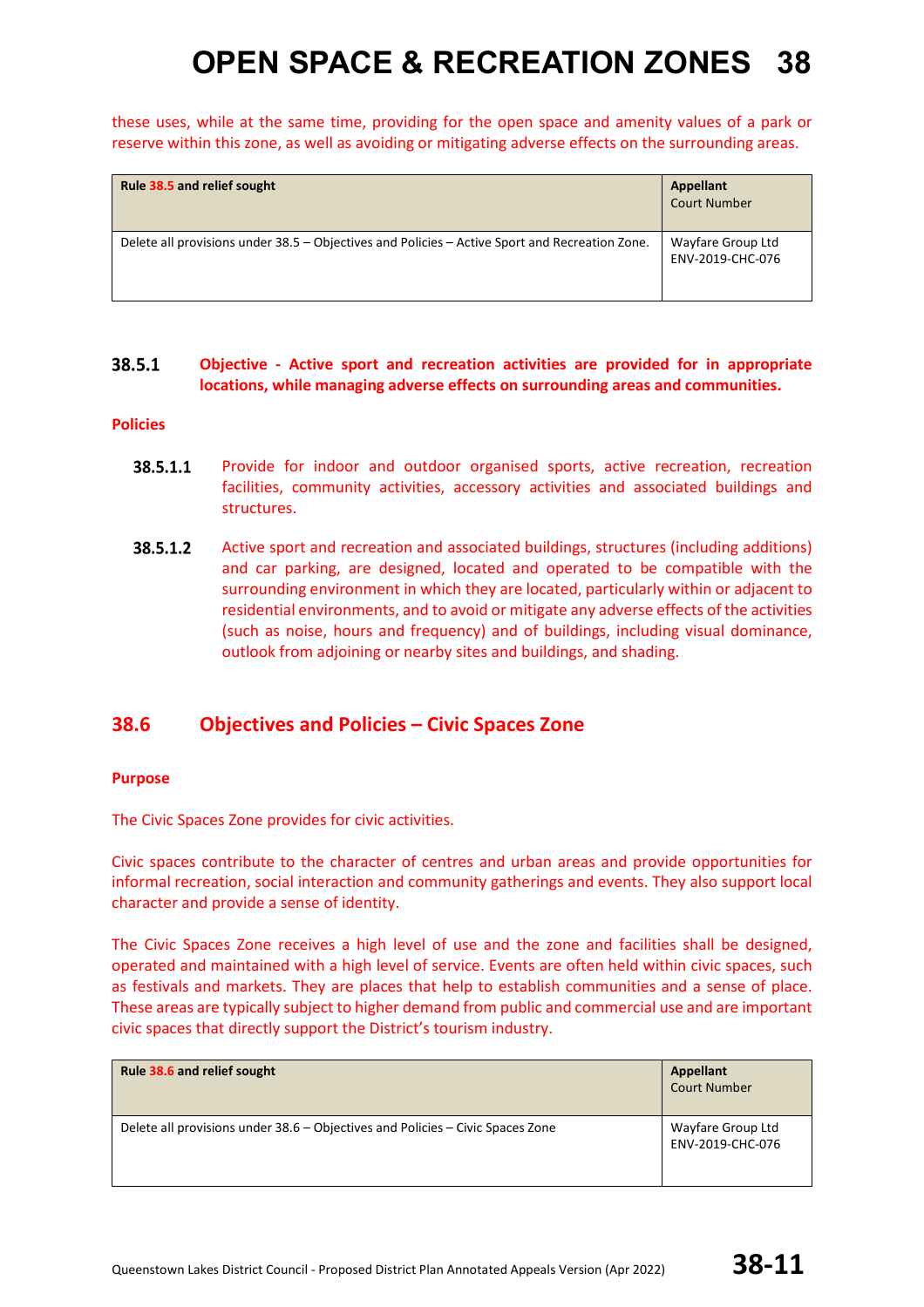these uses, while at the same time, providing for the open space and amenity values of a park or reserve within this zone, as well as avoiding or mitigating adverse effects on the surrounding areas.

| Rule 38.5 and relief sought | Appellant<br>Court Number |
|---|---|
| Delete all provisions under 38.5 – Objectives and Policies – Active Sport and Recreation Zone. | Wayfare Group Ltd<br>ENV-2019-CHC-076 |

**38.5.1** **Objective - Active sport and recreation activities are provided for in appropriate locations, while managing adverse effects on surrounding areas and communities.**

**Policies**

**38.5.1.1** Provide for indoor and outdoor organised sports, active recreation, recreation facilities, community activities, accessory activities and associated buildings and structures.

**38.5.1.2** Active sport and recreation and associated buildings, structures (including additions) and car parking, are designed, located and operated to be compatible with the surrounding environment in which they are located, particularly within or adjacent to residential environments, and to avoid or mitigate any adverse effects of the activities (such as noise, hours and frequency) and of buildings, including visual dominance, outlook from adjoining or nearby sites and buildings, and shading.

## 38.6 Objectives and Policies – Civic Spaces Zone

**Purpose**

The Civic Spaces Zone provides for civic activities.

Civic spaces contribute to the character of centres and urban areas and provide opportunities for informal recreation, social interaction and community gatherings and events. They also support local character and provide a sense of identity.

The Civic Spaces Zone receives a high level of use and the zone and facilities shall be designed, operated and maintained with a high level of service. Events are often held within civic spaces, such as festivals and markets. They are places that help to establish communities and a sense of place. These areas are typically subject to higher demand from public and commercial use and are important civic spaces that directly support the District's tourism industry.

| Rule 38.6 and relief sought | Appellant<br>Court Number |
|---|---|
| Delete all provisions under 38.6 – Objectives and Policies – Civic Spaces Zone | Wayfare Group Ltd<br>ENV-2019-CHC-076 |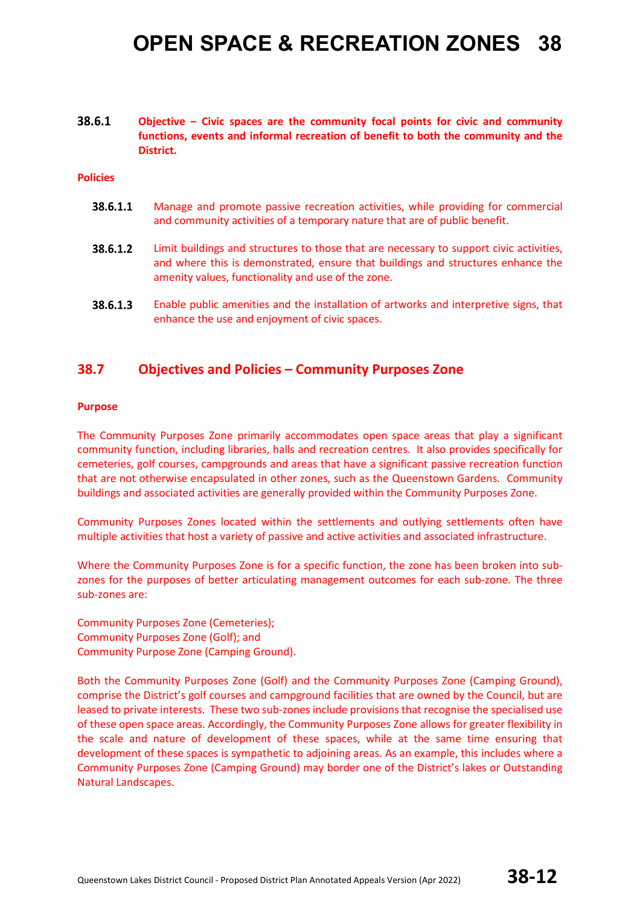**38.6.1 Objective – Civic spaces are the community focal points for civic and community functions, events and informal recreation of benefit to both the community and the District.**

**Policies**

**38.6.1.1** Manage and promote passive recreation activities, while providing for commercial and community activities of a temporary nature that are of public benefit.

**38.6.1.2** Limit buildings and structures to those that are necessary to support civic activities, and where this is demonstrated, ensure that buildings and structures enhance the amenity values, functionality and use of the zone.

**38.6.1.3** Enable public amenities and the installation of artworks and interpretive signs, that enhance the use and enjoyment of civic spaces.

## 38.7 Objectives and Policies – Community Purposes Zone

**Purpose**

The Community Purposes Zone primarily accommodates open space areas that play a significant community function, including libraries, halls and recreation centres. It also provides specifically for cemeteries, golf courses, campgrounds and areas that have a significant passive recreation function that are not otherwise encapsulated in other zones, such as the Queenstown Gardens. Community buildings and associated activities are generally provided within the Community Purposes Zone.

Community Purposes Zones located within the settlements and outlying settlements often have multiple activities that host a variety of passive and active activities and associated infrastructure.

Where the Community Purposes Zone is for a specific function, the zone has been broken into sub-zones for the purposes of better articulating management outcomes for each sub-zone. The three sub-zones are:

Community Purposes Zone (Cemeteries);
Community Purposes Zone (Golf); and
Community Purpose Zone (Camping Ground).

Both the Community Purposes Zone (Golf) and the Community Purposes Zone (Camping Ground), comprise the District's golf courses and campground facilities that are owned by the Council, but are leased to private interests. These two sub-zones include provisions that recognise the specialised use of these open space areas. Accordingly, the Community Purposes Zone allows for greater flexibility in the scale and nature of development of these spaces, while at the same time ensuring that development of these spaces is sympathetic to adjoining areas. As an example, this includes where a Community Purposes Zone (Camping Ground) may border one of the District's lakes or Outstanding Natural Landscapes.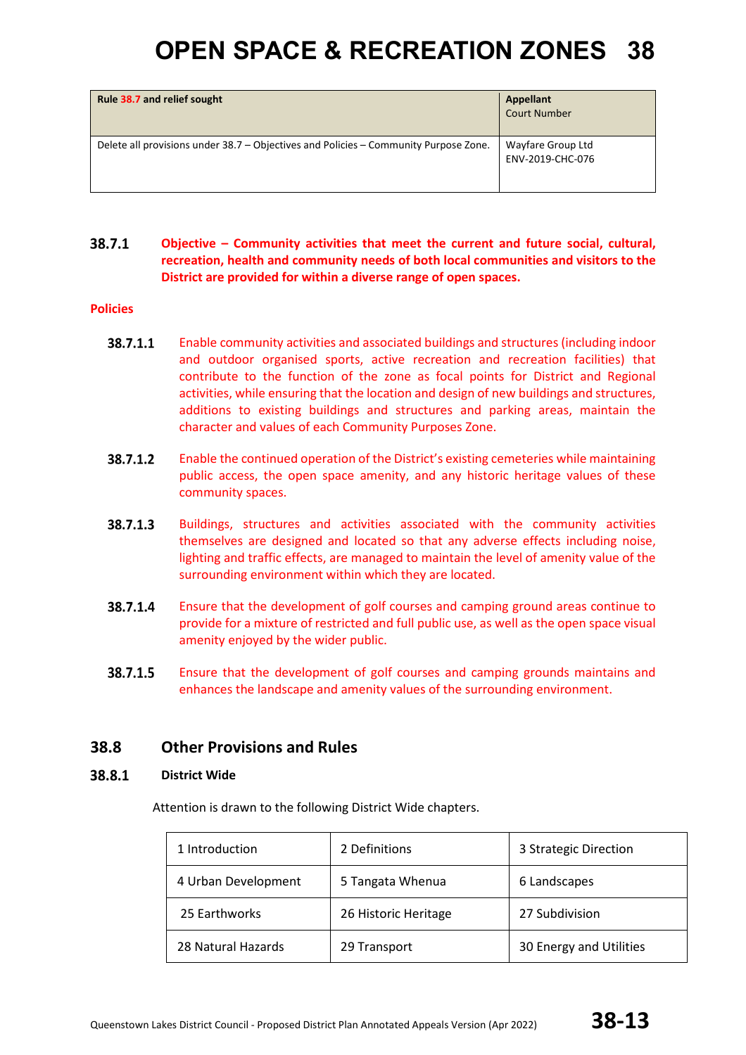| Rule 38.7 and relief sought | Appellant<br>Court Number |
|---|---|
| Delete all provisions under 38.7 – Objectives and Policies – Community Purpose Zone. | Wayfare Group Ltd<br>ENV-2019-CHC-076 |

**38.7.1 Objective – Community activities that meet the current and future social, cultural, recreation, health and community needs of both local communities and visitors to the District are provided for within a diverse range of open spaces.**

**Policies**

**38.7.1.1** Enable community activities and associated buildings and structures (including indoor and outdoor organised sports, active recreation and recreation facilities) that contribute to the function of the zone as focal points for District and Regional activities, while ensuring that the location and design of new buildings and structures, additions to existing buildings and structures and parking areas, maintain the character and values of each Community Purposes Zone.

**38.7.1.2** Enable the continued operation of the District's existing cemeteries while maintaining public access, the open space amenity, and any historic heritage values of these community spaces.

**38.7.1.3** Buildings, structures and activities associated with the community activities themselves are designed and located so that any adverse effects including noise, lighting and traffic effects, are managed to maintain the level of amenity value of the surrounding environment within which they are located.

**38.7.1.4** Ensure that the development of golf courses and camping ground areas continue to provide for a mixture of restricted and full public use, as well as the open space visual amenity enjoyed by the wider public.

**38.7.1.5** Ensure that the development of golf courses and camping grounds maintains and enhances the landscape and amenity values of the surrounding environment.

## 38.8 Other Provisions and Rules

### 38.8.1 District Wide

Attention is drawn to the following District Wide chapters.

| | | |
|---|---|---|
| 1 Introduction | 2 Definitions | 3 Strategic Direction |
| 4 Urban Development | 5 Tangata Whenua | 6 Landscapes |
| 25 Earthworks | 26 Historic Heritage | 27 Subdivision |
| 28 Natural Hazards | 29 Transport | 30 Energy and Utilities |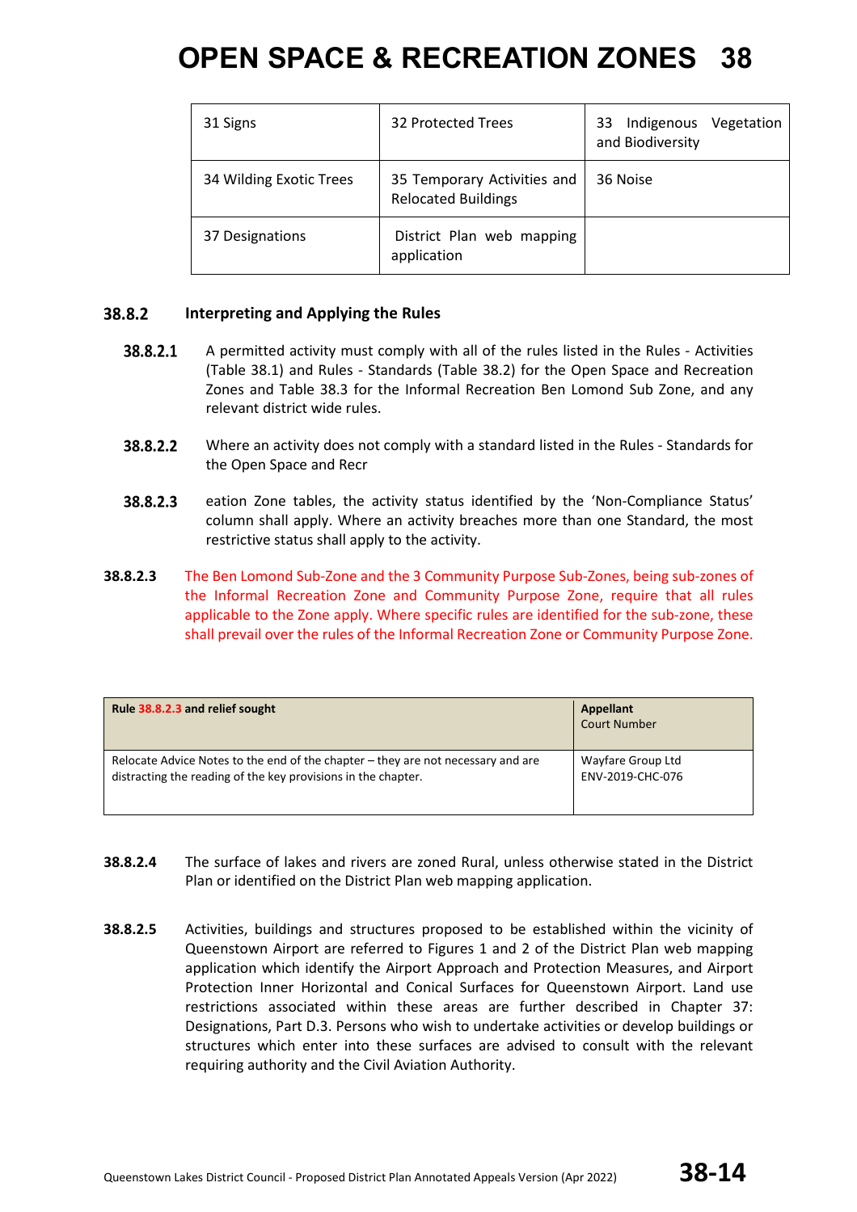| 31 Signs | 32 Protected Trees | 33 Indigenous Vegetation and Biodiversity |
|---|---|---|
| 34 Wilding Exotic Trees | 35 Temporary Activities and Relocated Buildings | 36 Noise |
| 37 Designations | District Plan web mapping application | |

### 38.8.2 Interpreting and Applying the Rules

**38.8.2.1** A permitted activity must comply with all of the rules listed in the Rules - Activities (Table 38.1) and Rules - Standards (Table 38.2) for the Open Space and Recreation Zones and Table 38.3 for the Informal Recreation Ben Lomond Sub Zone, and any relevant district wide rules.

**38.8.2.2** Where an activity does not comply with a standard listed in the Rules - Standards for the Open Space and Recr

**38.8.2.3** eation Zone tables, the activity status identified by the 'Non-Compliance Status' column shall apply. Where an activity breaches more than one Standard, the most restrictive status shall apply to the activity.

**38.8.2.3** The Ben Lomond Sub-Zone and the 3 Community Purpose Sub-Zones, being sub-zones of the Informal Recreation Zone and Community Purpose Zone, require that all rules applicable to the Zone apply. Where specific rules are identified for the sub-zone, these shall prevail over the rules of the Informal Recreation Zone or Community Purpose Zone.

| Rule 38.8.2.3 and relief sought | Appellant Court Number |
|---|---|
| Relocate Advice Notes to the end of the chapter – they are not necessary and are distracting the reading of the key provisions in the chapter. | Wayfare Group Ltd ENV-2019-CHC-076 |

**38.8.2.4** The surface of lakes and rivers are zoned Rural, unless otherwise stated in the District Plan or identified on the District Plan web mapping application.

**38.8.2.5** Activities, buildings and structures proposed to be established within the vicinity of Queenstown Airport are referred to Figures 1 and 2 of the District Plan web mapping application which identify the Airport Approach and Protection Measures, and Airport Protection Inner Horizontal and Conical Surfaces for Queenstown Airport. Land use restrictions associated within these areas are further described in Chapter 37: Designations, Part D.3. Persons who wish to undertake activities or develop buildings or structures which enter into these surfaces are advised to consult with the relevant requiring authority and the Civil Aviation Authority.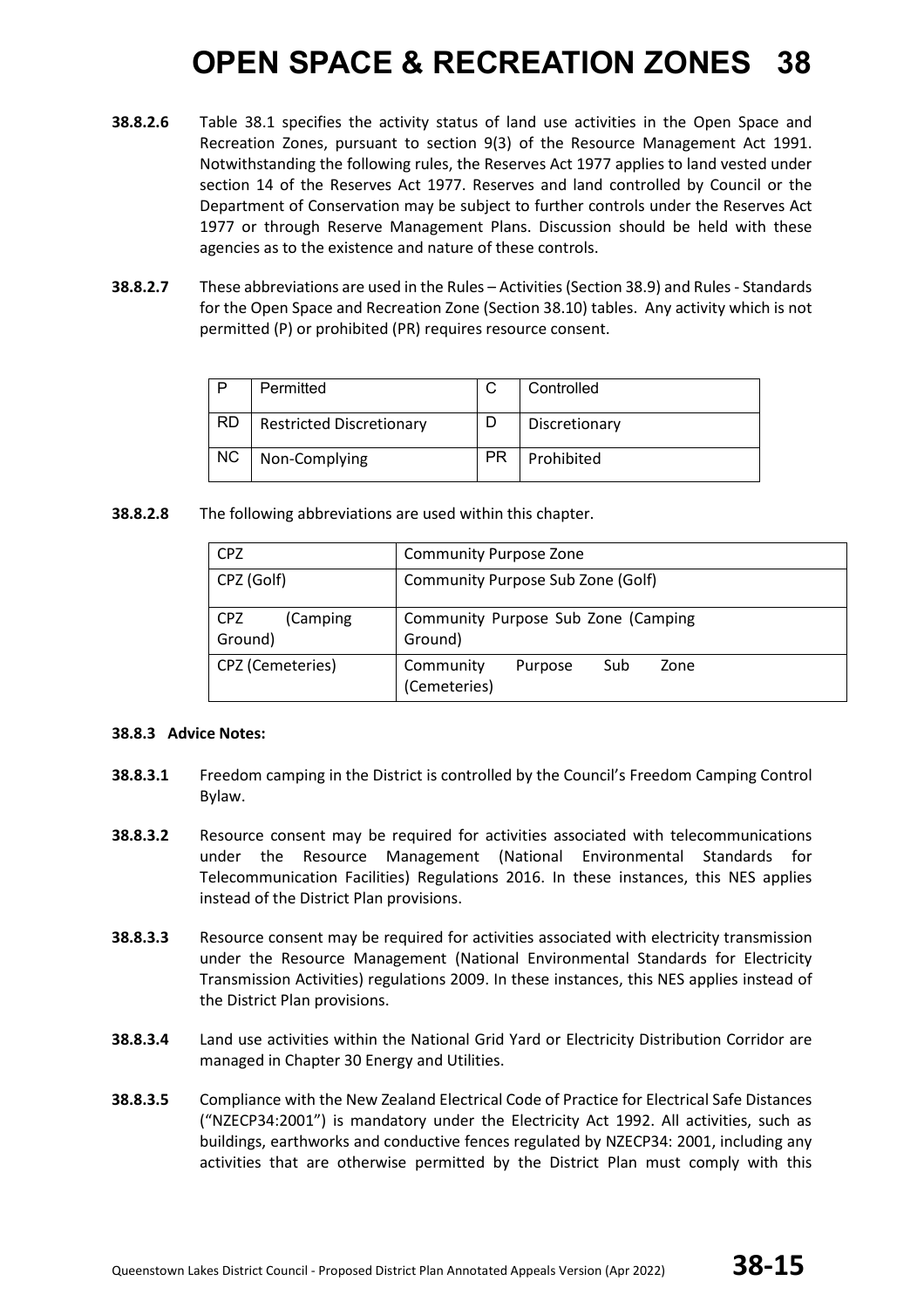**38.8.2.6** Table 38.1 specifies the activity status of land use activities in the Open Space and Recreation Zones, pursuant to section 9(3) of the Resource Management Act 1991. Notwithstanding the following rules, the Reserves Act 1977 applies to land vested under section 14 of the Reserves Act 1977. Reserves and land controlled by Council or the Department of Conservation may be subject to further controls under the Reserves Act 1977 or through Reserve Management Plans. Discussion should be held with these agencies as to the existence and nature of these controls.

**38.8.2.7** These abbreviations are used in the Rules – Activities (Section 38.9) and Rules - Standards for the Open Space and Recreation Zone (Section 38.10) tables. Any activity which is not permitted (P) or prohibited (PR) requires resource consent.

| | | | |
|---|---|---|---|
| P | Permitted | C | Controlled |
| RD | Restricted Discretionary | D | Discretionary |
| NC | Non-Complying | PR | Prohibited |

**38.8.2.8** The following abbreviations are used within this chapter.

| | |
|---|---|
| CPZ | Community Purpose Zone |
| CPZ (Golf) | Community Purpose Sub Zone (Golf) |
| CPZ (Camping Ground) | Community Purpose Sub Zone (Camping Ground) |
| CPZ (Cemeteries) | Community Purpose Sub Zone (Cemeteries) |

**38.8.3 Advice Notes:**

**38.8.3.1** Freedom camping in the District is controlled by the Council's Freedom Camping Control Bylaw.

**38.8.3.2** Resource consent may be required for activities associated with telecommunications under the Resource Management (National Environmental Standards for Telecommunication Facilities) Regulations 2016. In these instances, this NES applies instead of the District Plan provisions.

**38.8.3.3** Resource consent may be required for activities associated with electricity transmission under the Resource Management (National Environmental Standards for Electricity Transmission Activities) regulations 2009. In these instances, this NES applies instead of the District Plan provisions.

**38.8.3.4** Land use activities within the National Grid Yard or Electricity Distribution Corridor are managed in Chapter 30 Energy and Utilities.

**38.8.3.5** Compliance with the New Zealand Electrical Code of Practice for Electrical Safe Distances ("NZECP34:2001") is mandatory under the Electricity Act 1992. All activities, such as buildings, earthworks and conductive fences regulated by NZECP34: 2001, including any activities that are otherwise permitted by the District Plan must comply with this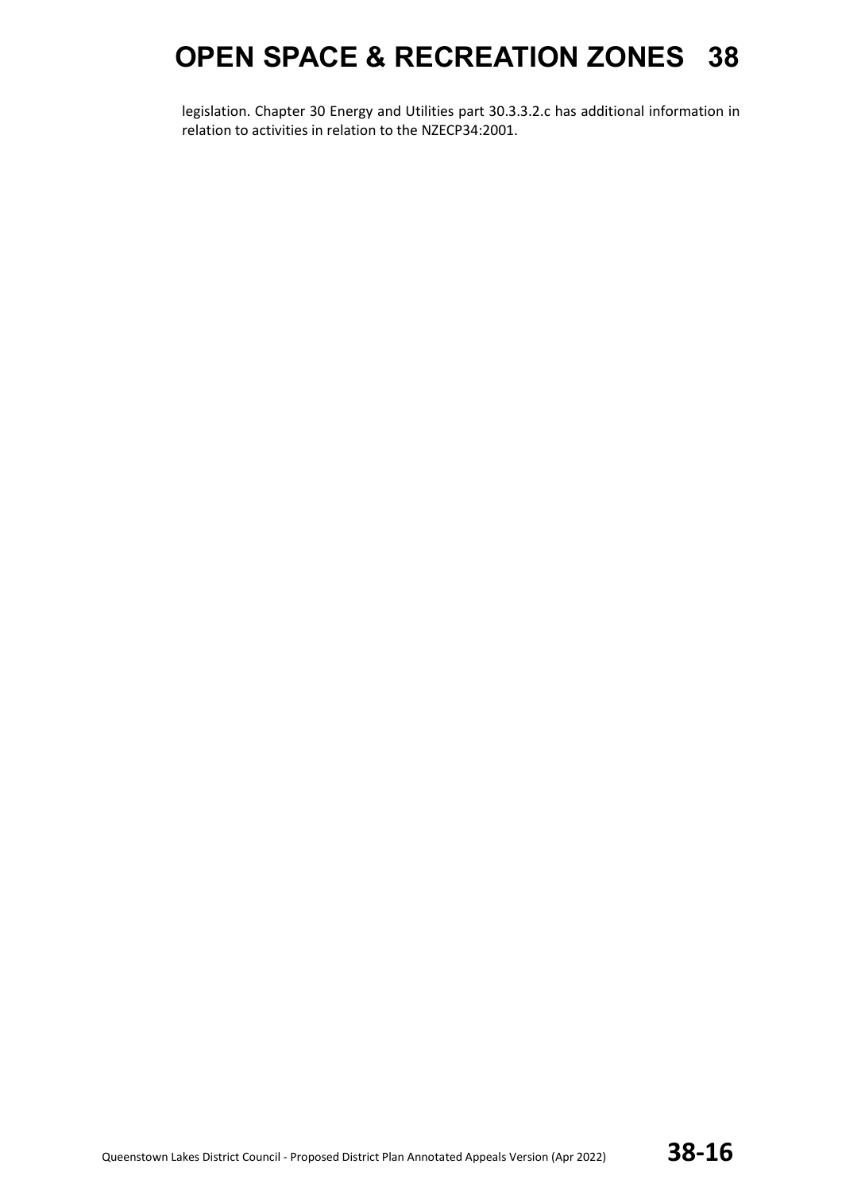legislation. Chapter 30 Energy and Utilities part 30.3.3.2.c has additional information in relation to activities in relation to the NZECP34:2001.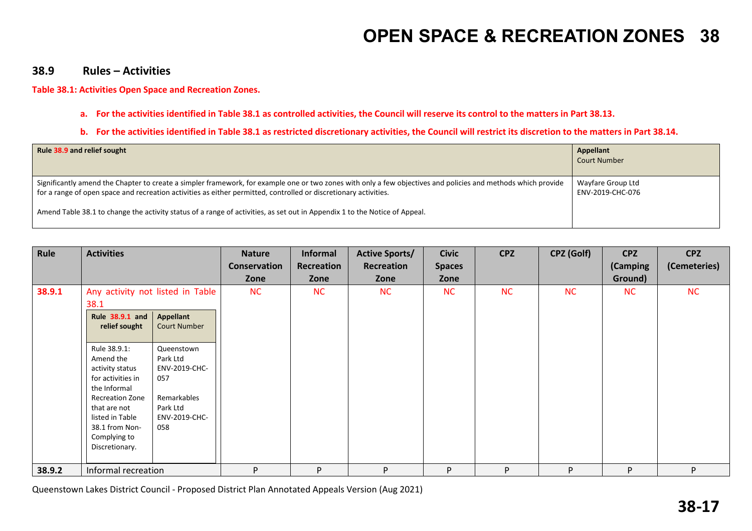## 38.9 Rules – Activities

**Table 38.1: Activities Open Space and Recreation Zones.**

a. **For the activities identified in Table 38.1 as controlled activities, the Council will reserve its control to the matters in Part 38.13.**

b. **For the activities identified in Table 38.1 as restricted discretionary activities, the Council will restrict its discretion to the matters in Part 38.14.**

| Rule 38.9 and relief sought | Appellant Court Number |
|---|---|
| Significantly amend the Chapter to create a simpler framework, for example one or two zones with only a few objectives and policies and methods which provide for a range of open space and recreation activities as either permitted, controlled or discretionary activities.<br><br>Amend Table 38.1 to change the activity status of a range of activities, as set out in Appendix 1 to the Notice of Appeal. | Wayfare Group Ltd ENV-2019-CHC-076 |

| Rule | Activities | Nature Conservation Zone | Informal Recreation Zone | Active Sports/ Recreation Zone | Civic Spaces Zone | CPZ | CPZ (Golf) | CPZ (Camping Ground) | CPZ (Cemeteries) |
|---|---|---|---|---|---|---|---|---|---|
| 38.9.1 | Any activity not listed in Table 38.1<br><br>**Rule 38.9.1 and relief sought:** Rule 38.9.1: Amend the activity status for activities in the Informal Recreation Zone that are not listed in Table 38.1 from Non-Complying to Discretionary.<br><br>**Appellant Court Number:** Queenstown Park Ltd ENV-2019-CHC-057; Remarkables Park Ltd ENV-2019-CHC-058 | NC | NC | NC | NC | NC | NC | NC | NC |
| 38.9.2 | Informal recreation | P | P | P | P | P | P | P | P |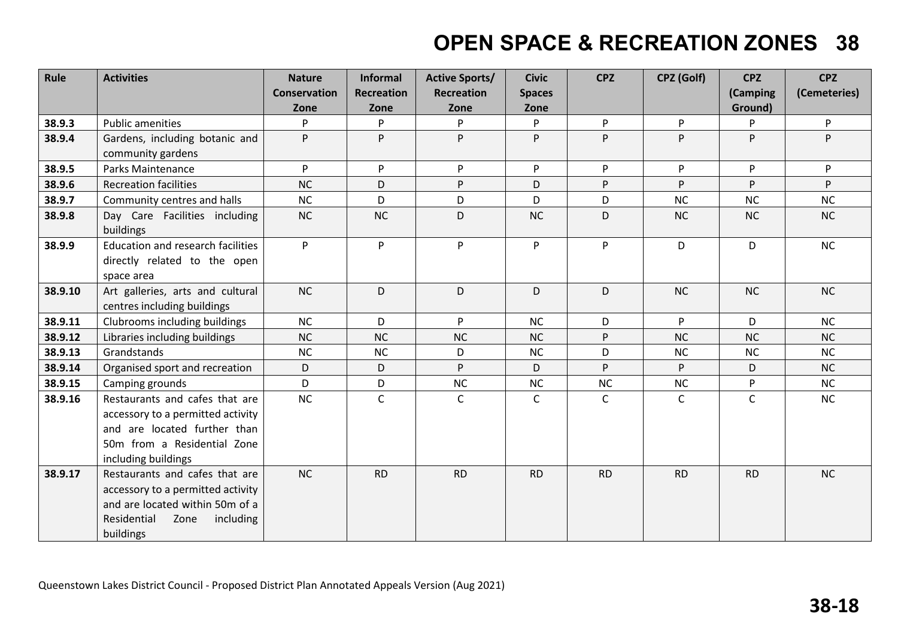| Rule | Activities | Nature Conservation Zone | Informal Recreation Zone | Active Sports/ Recreation Zone | Civic Spaces Zone | CPZ | CPZ (Golf) | CPZ (Camping Ground) | CPZ (Cemeteries) |
|---|---|---|---|---|---|---|---|---|---|
| **38.9.3** | Public amenities | P | P | P | P | P | P | P | P |
| **38.9.4** | Gardens, including botanic and community gardens | P | P | P | P | P | P | P | P |
| **38.9.5** | Parks Maintenance | P | P | P | P | P | P | P | P |
| **38.9.6** | Recreation facilities | NC | D | P | D | P | P | P | P |
| **38.9.7** | Community centres and halls | NC | D | D | D | D | NC | NC | NC |
| **38.9.8** | Day Care Facilities including buildings | NC | NC | D | NC | D | NC | NC | NC |
| **38.9.9** | Education and research facilities directly related to the open space area | P | P | P | P | P | D | D | NC |
| **38.9.10** | Art galleries, arts and cultural centres including buildings | NC | D | D | D | D | NC | NC | NC |
| **38.9.11** | Clubrooms including buildings | NC | D | P | NC | D | P | D | NC |
| **38.9.12** | Libraries including buildings | NC | NC | NC | NC | P | NC | NC | NC |
| **38.9.13** | Grandstands | NC | NC | D | NC | D | NC | NC | NC |
| **38.9.14** | Organised sport and recreation | D | D | P | D | P | P | D | NC |
| **38.9.15** | Camping grounds | D | D | NC | NC | NC | NC | P | NC |
| **38.9.16** | Restaurants and cafes that are accessory to a permitted activity and are located further than 50m from a Residential Zone including buildings | NC | C | C | C | C | C | C | NC |
| **38.9.17** | Restaurants and cafes that are accessory to a permitted activity and are located within 50m of a Residential Zone including buildings | NC | RD | RD | RD | RD | RD | RD | NC |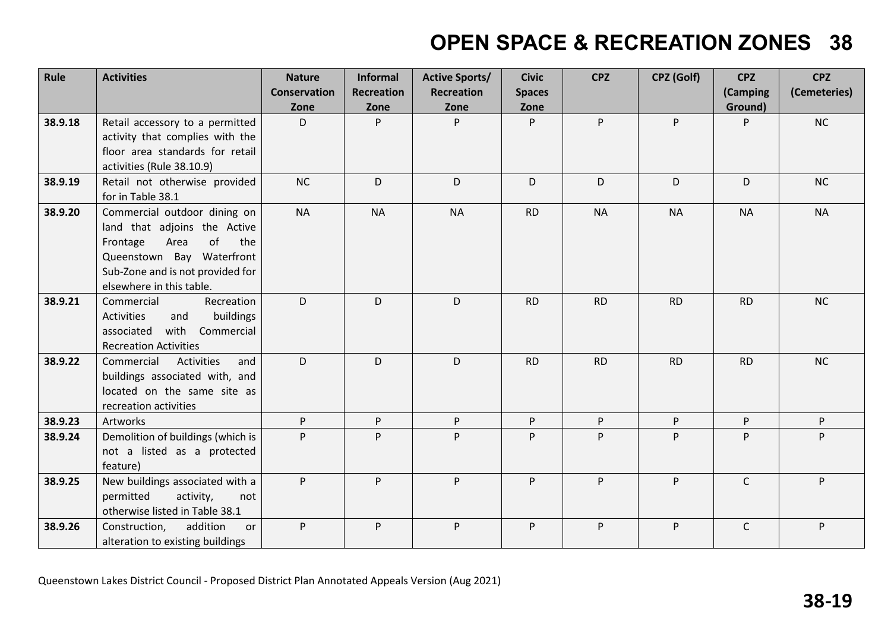| Rule | Activities | Nature Conservation Zone | Informal Recreation Zone | Active Sports/ Recreation Zone | Civic Spaces Zone | CPZ | CPZ (Golf) | CPZ (Camping Ground) | CPZ (Cemeteries) |
|---|---|---|---|---|---|---|---|---|---|
| **38.9.18** | Retail accessory to a permitted activity that complies with the floor area standards for retail activities (Rule 38.10.9) | D | P | P | P | P | P | P | NC |
| **38.9.19** | Retail not otherwise provided for in Table 38.1 | NC | D | D | D | D | D | D | NC |
| **38.9.20** | Commercial outdoor dining on land that adjoins the Active Frontage Area of the Queenstown Bay Waterfront Sub-Zone and is not provided for elsewhere in this table. | NA | NA | NA | RD | NA | NA | NA | NA |
| **38.9.21** | Commercial Recreation Activities and buildings associated with Commercial Recreation Activities | D | D | D | RD | RD | RD | RD | NC |
| **38.9.22** | Commercial Activities and buildings associated with, and located on the same site as recreation activities | D | D | D | RD | RD | RD | RD | NC |
| **38.9.23** | Artworks | P | P | P | P | P | P | P | P |
| **38.9.24** | Demolition of buildings (which is not a listed as a protected feature) | P | P | P | P | P | P | P | P |
| **38.9.25** | New buildings associated with a permitted activity, not otherwise listed in Table 38.1 | P | P | P | P | P | P | C | P |
| **38.9.26** | Construction, addition or alteration to existing buildings | P | P | P | P | P | P | C | P |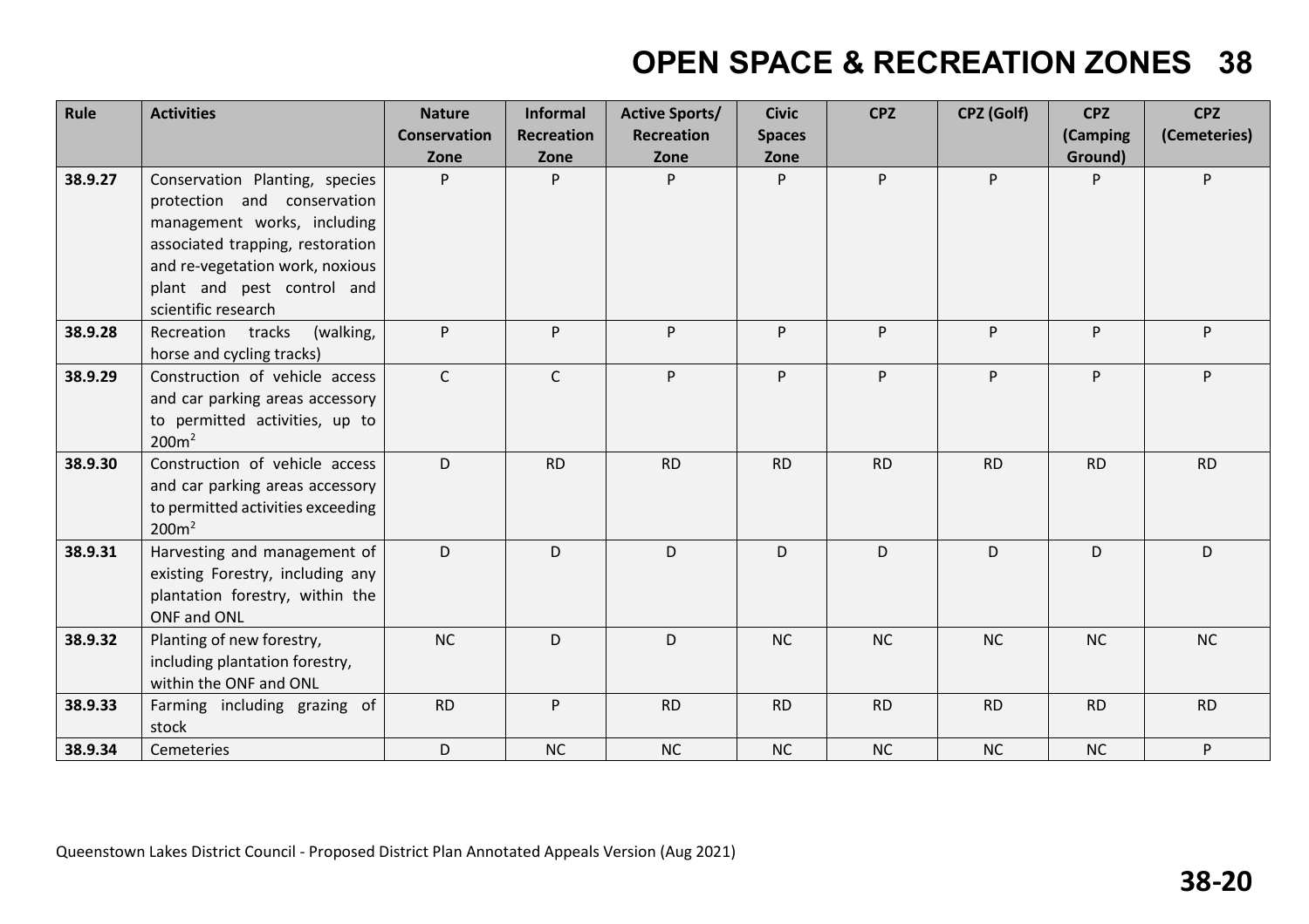| Rule | Activities | Nature Conservation Zone | Informal Recreation Zone | Active Sports/ Recreation Zone | Civic Spaces Zone | CPZ | CPZ (Golf) | CPZ (Camping Ground) | CPZ (Cemeteries) |
|---|---|---|---|---|---|---|---|---|---|
| 38.9.27 | Conservation Planting, species protection and conservation management works, including associated trapping, restoration and re-vegetation work, noxious plant and pest control and scientific research | P | P | P | P | P | P | P | P |
| 38.9.28 | Recreation tracks (walking, horse and cycling tracks) | P | P | P | P | P | P | P | P |
| 38.9.29 | Construction of vehicle access and car parking areas accessory to permitted activities, up to $200m^2$ | C | C | P | P | P | P | P | P |
| 38.9.30 | Construction of vehicle access and car parking areas accessory to permitted activities exceeding $200m^2$ | D | RD | RD | RD | RD | RD | RD | RD |
| 38.9.31 | Harvesting and management of existing Forestry, including any plantation forestry, within the ONF and ONL | D | D | D | D | D | D | D | D |
| 38.9.32 | Planting of new forestry, including plantation forestry, within the ONF and ONL | NC | D | D | NC | NC | NC | NC | NC |
| 38.9.33 | Farming including grazing of stock | RD | P | RD | RD | RD | RD | RD | RD |
| 38.9.34 | Cemeteries | D | NC | NC | NC | NC | NC | NC | P |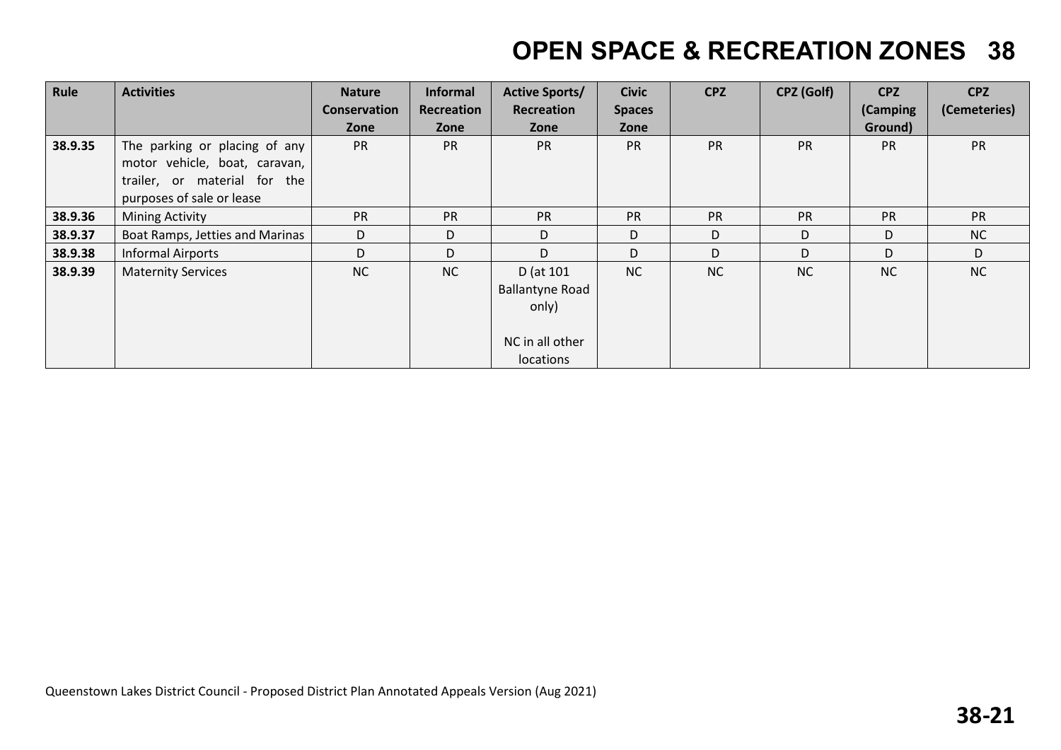| Rule | Activities | Nature Conservation Zone | Informal Recreation Zone | Active Sports/ Recreation Zone | Civic Spaces Zone | CPZ | CPZ (Golf) | CPZ (Camping Ground) | CPZ (Cemeteries) |
|---|---|---|---|---|---|---|---|---|---|
| **38.9.35** | The parking or placing of any motor vehicle, boat, caravan, trailer, or material for the purposes of sale or lease | PR | PR | PR | PR | PR | PR | PR | PR |
| **38.9.36** | Mining Activity | PR | PR | PR | PR | PR | PR | PR | PR |
| **38.9.37** | Boat Ramps, Jetties and Marinas | D | D | D | D | D | D | D | NC |
| **38.9.38** | Informal Airports | D | D | D | D | D | D | D | D |
| **38.9.39** | Maternity Services | NC | NC | D (at 101 Ballantyne Road only)<br><br>NC in all other locations | NC | NC | NC | NC | NC |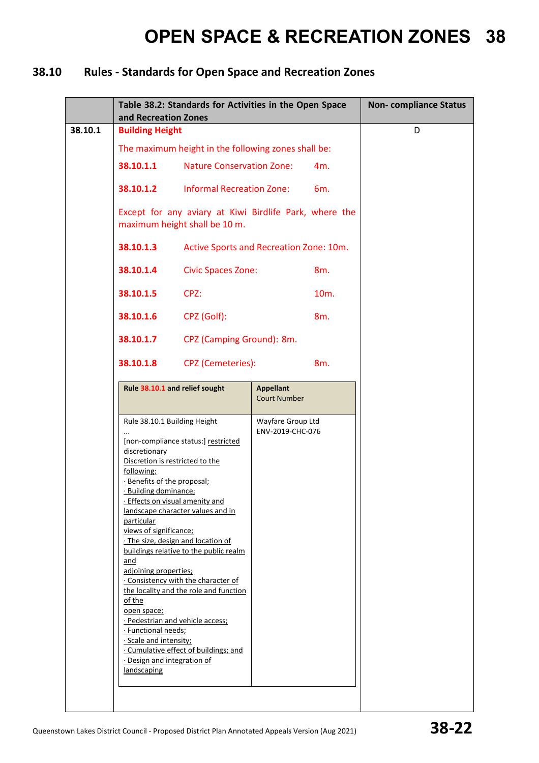## 38.10 Rules - Standards for Open Space and Recreation Zones

| | Table 38.2: Standards for Activities in the Open Space and Recreation Zones | Non- compliance Status |
|---|---|---|
| 38.10.1 | **Building Height**<br><br>The maximum height in the following zones shall be:<br><br>**38.10.1.1** Nature Conservation Zone: 4m.<br><br>**38.10.1.2** Informal Recreation Zone: 6m.<br><br>Except for any aviary at Kiwi Birdlife Park, where the maximum height shall be 10 m.<br><br>**38.10.1.3** Active Sports and Recreation Zone: 10m.<br><br>**38.10.1.4** Civic Spaces Zone: 8m.<br><br>**38.10.1.5** CPZ: 10m.<br><br>**38.10.1.6** CPZ (Golf): 8m.<br><br>**38.10.1.7** CPZ (Camping Ground): 8m.<br><br>**38.10.1.8** CPZ (Cemeteries): 8m. | D |

| Rule 38.10.1 and relief sought | Appellant<br>Court Number |
|---|---|
| Rule 38.10.1 Building Height<br>...<br>[non-compliance status:] restricted discretionary<br>Discretion is restricted to the following:<br>· Benefits of the proposal;<br>· Building dominance;<br>· Effects on visual amenity and landscape character values and in particular views of significance;<br>· The size, design and location of buildings relative to the public realm and adjoining properties;<br>· Consistency with the character of the locality and the role and function of the open space;<br>· Pedestrian and vehicle access;<br>· Functional needs;<br>· Scale and intensity;<br>· Cumulative effect of buildings; and<br>· Design and integration of landscaping | Wayfare Group Ltd<br>ENV-2019-CHC-076 |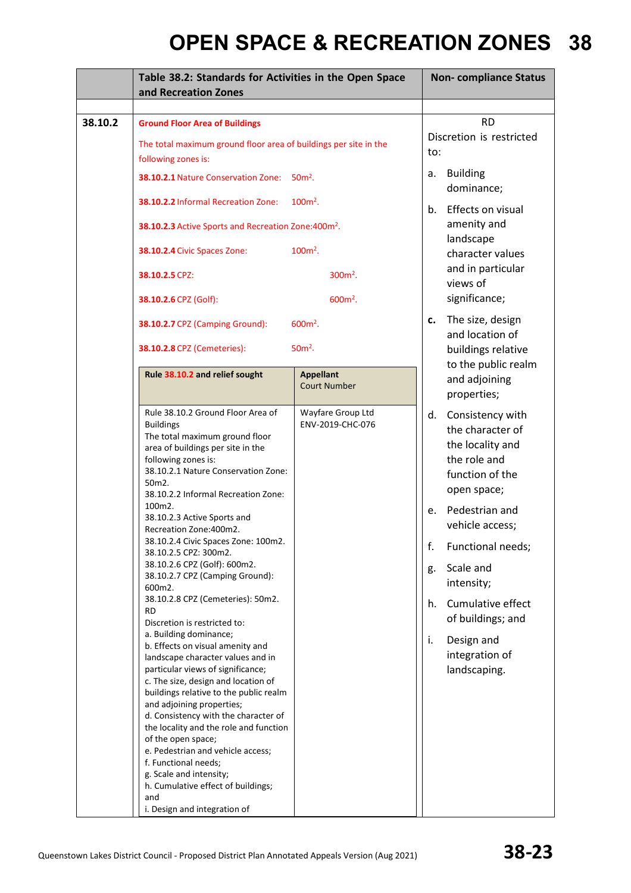# OPEN SPACE & RECREATION ZONES 38

| | Table 38.2: Standards for Activities in the Open Space and Recreation Zones | Non- compliance Status |
|---|---|---|
| | | |
| 38.10.2 | **Ground Floor Area of Buildings**<br>The total maximum ground floor area of buildings per site in the following zones is:<br>**38.10.2.1** Nature Conservation Zone: 50m$^2$.<br>**38.10.2.2** Informal Recreation Zone: 100m$^2$.<br>**38.10.2.3** Active Sports and Recreation Zone:400m$^2$.<br>**38.10.2.4** Civic Spaces Zone: 100m$^2$.<br>**38.10.2.5** CPZ: 300m$^2$.<br>**38.10.2.6** CPZ (Golf): 600m$^2$.<br>**38.10.2.7** CPZ (Camping Ground): 600m$^2$.<br>**38.10.2.8** CPZ (Cemeteries): 50m$^2$.<br><br>**Rule 38.10.2 and relief sought** / **Appellant** Court Number<br><br>Rule 38.10.2 Ground Floor Area of Buildings The total maximum ground floor area of buildings per site in the following zones is: 38.10.2.1 Nature Conservation Zone: 50m2. 38.10.2.2 Informal Recreation Zone: 100m2. 38.10.2.3 Active Sports and Recreation Zone:400m2. 38.10.2.4 Civic Spaces Zone: 100m2. 38.10.2.5 CPZ: 300m2. 38.10.2.6 CPZ (Golf): 600m2. 38.10.2.7 CPZ (Camping Ground): 600m2. 38.10.2.8 CPZ (Cemeteries): 50m2. RD Discretion is restricted to: a. Building dominance; b. Effects on visual amenity and landscape character values and in particular views of significance; c. The size, design and location of buildings relative to the public realm and adjoining properties; d. Consistency with the character of the locality and the role and function of the open space; e. Pedestrian and vehicle access; f. Functional needs; g. Scale and intensity; h. Cumulative effect of buildings; and i. Design and integration of / Wayfare Group Ltd ENV-2019-CHC-076 | RD<br>Discretion is restricted to:<br>a. Building dominance;<br>b. Effects on visual amenity and landscape character values and in particular views of significance;<br>**c.** The size, design and location of buildings relative to the public realm and adjoining properties;<br>d. Consistency with the character of the locality and the role and function of the open space;<br>e. Pedestrian and vehicle access;<br>f. Functional needs;<br>g. Scale and intensity;<br>h. Cumulative effect of buildings; and<br>i. Design and integration of landscaping. |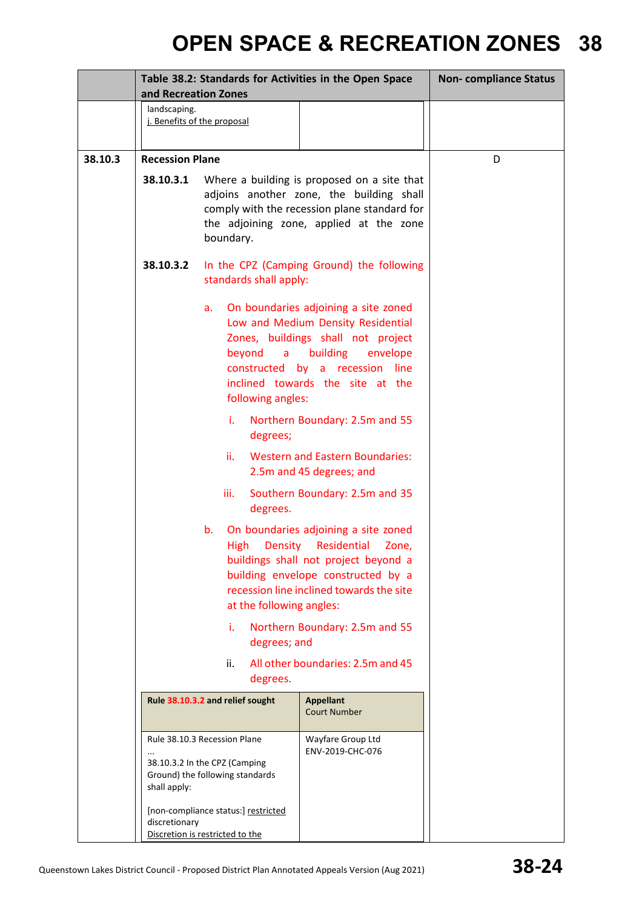| | Table 38.2: Standards for Activities in the Open Space and Recreation Zones | Non- compliance Status |
|---|---|---|
| | landscaping.<br>j. Benefits of the proposal | |
| 38.10.3 | **Recession Plane**<br><br>**38.10.3.1** Where a building is proposed on a site that adjoins another zone, the building shall comply with the recession plane standard for the adjoining zone, applied at the zone boundary.<br><br>**38.10.3.2** In the CPZ (Camping Ground) the following standards shall apply:<br><br>a. On boundaries adjoining a site zoned Low and Medium Density Residential Zones, buildings shall not project beyond a building envelope constructed by a recession line inclined towards the site at the following angles:<br><br>i. Northern Boundary: 2.5m and 55 degrees;<br><br>ii. Western and Eastern Boundaries: 2.5m and 45 degrees; and<br><br>iii. Southern Boundary: 2.5m and 35 degrees.<br><br>b. On boundaries adjoining a site zoned High Density Residential Zone, buildings shall not project beyond a building envelope constructed by a recession line inclined towards the site at the following angles:<br><br>i. Northern Boundary: 2.5m and 55 degrees; and<br><br>ii. All other boundaries: 2.5m and 45 degrees. | D |

| Rule 38.10.3.2 and relief sought | Appellant<br>Court Number |
|---|---|
| Rule 38.10.3 Recession Plane<br>...<br>38.10.3.2 In the CPZ (Camping Ground) the following standards shall apply:<br><br>[non-compliance status:] restricted discretionary<br>Discretion is restricted to the | Wayfare Group Ltd<br>ENV-2019-CHC-076 |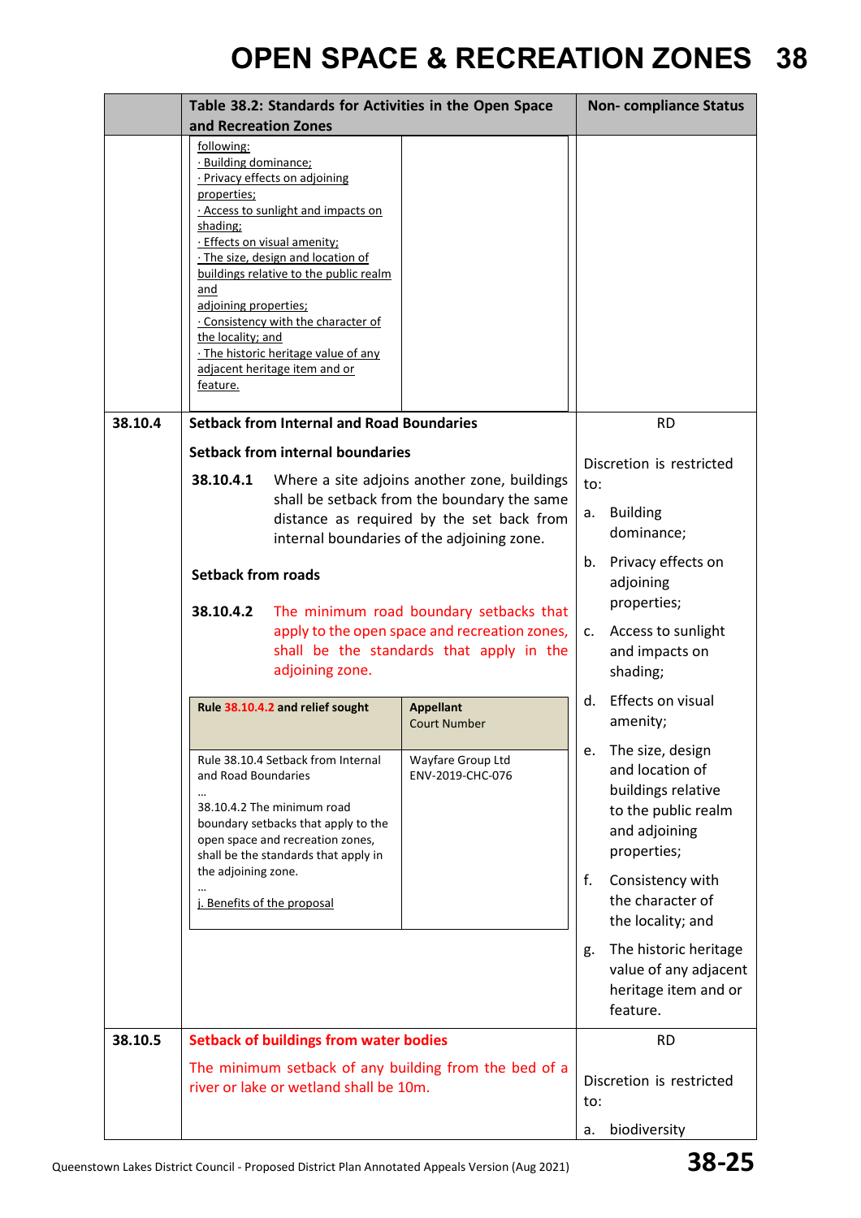# OPEN SPACE & RECREATION ZONES 38

| | Table 38.2: Standards for Activities in the Open Space and Recreation Zones | Non- compliance Status |
|---|---|---|
| | following:<br>· Building dominance;<br>· Privacy effects on adjoining properties;<br>· Access to sunlight and impacts on shading;<br>· Effects on visual amenity;<br>· The size, design and location of buildings relative to the public realm and adjoining properties;<br>· Consistency with the character of the locality; and<br>· The historic heritage value of any adjacent heritage item and or feature. | |
| 38.10.4 | **Setback from Internal and Road Boundaries**<br><br>**Setback from internal boundaries**<br><br>**38.10.4.1** Where a site adjoins another zone, buildings shall be setback from the boundary the same distance as required by the set back from internal boundaries of the adjoining zone.<br><br>**Setback from roads**<br><br>**38.10.4.2** The minimum road boundary setbacks that apply to the open space and recreation zones, shall be the standards that apply in the adjoining zone.<br><br>**Rule 38.10.4.2 and relief sought** / **Appellant** Court Number:<br>Rule 38.10.4 Setback from Internal and Road Boundaries … 38.10.4.2 The minimum road boundary setbacks that apply to the open space and recreation zones, shall be the standards that apply in the adjoining zone. … j. Benefits of the proposal / Wayfare Group Ltd ENV-2019-CHC-076 | RD<br><br>Discretion is restricted to:<br>a. Building dominance;<br>b. Privacy effects on adjoining properties;<br>c. Access to sunlight and impacts on shading;<br>d. Effects on visual amenity;<br>e. The size, design and location of buildings relative to the public realm and adjoining properties;<br>f. Consistency with the character of the locality; and<br>g. The historic heritage value of any adjacent heritage item and or feature. |
| 38.10.5 | **Setback of buildings from water bodies**<br><br>The minimum setback of any building from the bed of a river or lake or wetland shall be 10m. | RD<br><br>Discretion is restricted to:<br>a. biodiversity |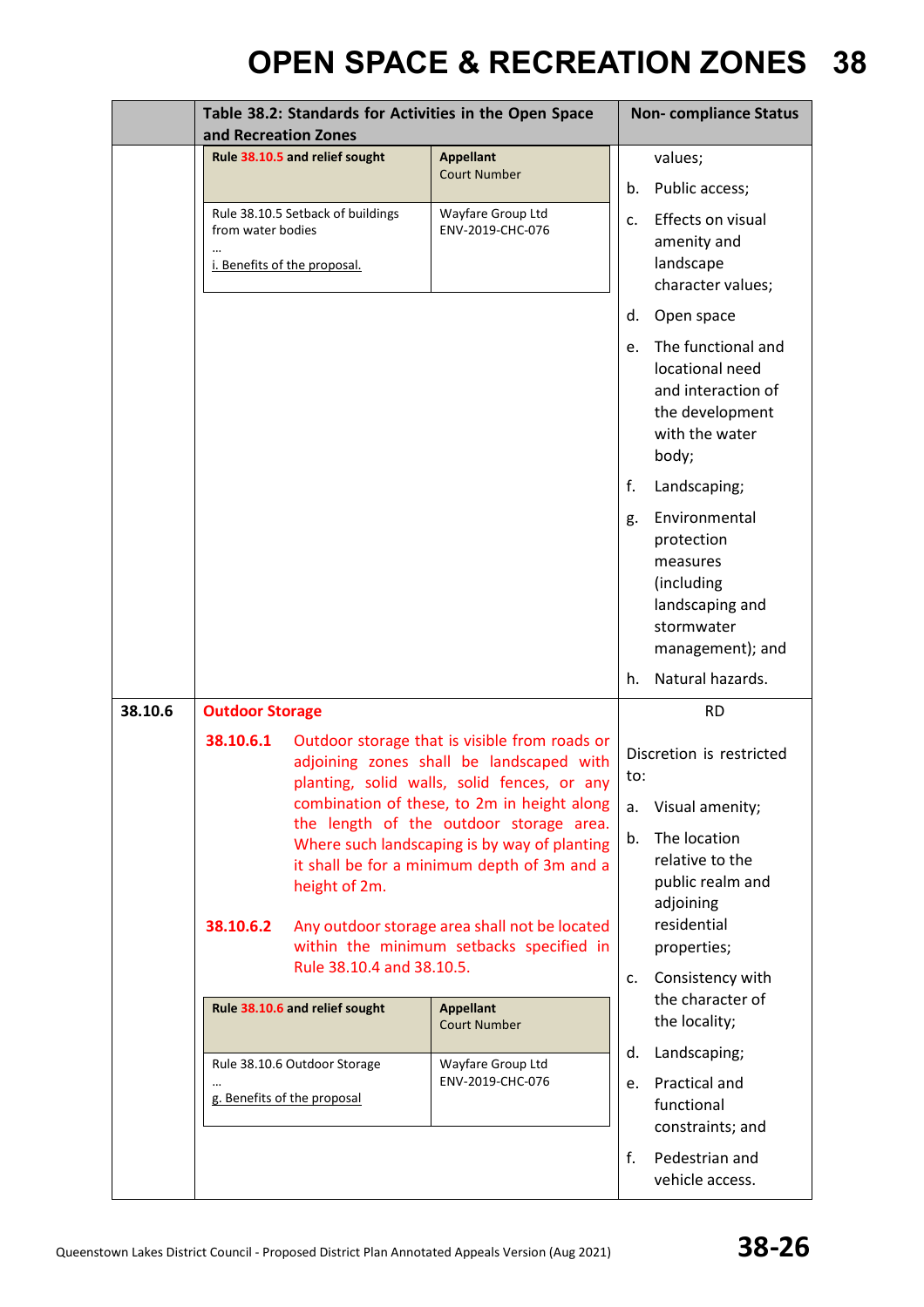# OPEN SPACE & RECREATION ZONES 38

| | Table 38.2: Standards for Activities in the Open Space and Recreation Zones | Non- compliance Status |
|---|---|---|
| | **Rule 38.10.5 and relief sought** / **Appellant** Court Number<br><br>Rule 38.10.5 Setback of buildings from water bodies<br>…<br>i. Benefits of the proposal. / Wayfare Group Ltd ENV-2019-CHC-076 | values;<br>b. Public access;<br>c. Effects on visual amenity and landscape character values;<br>d. Open space<br>e. The functional and locational need and interaction of the development with the water body;<br>f. Landscaping;<br>g. Environmental protection measures (including landscaping and stormwater management); and<br>h. Natural hazards. |
| 38.10.6 | **Outdoor Storage**<br><br>**38.10.6.1** Outdoor storage that is visible from roads or adjoining zones shall be landscaped with planting, solid walls, solid fences, or any combination of these, to 2m in height along the length of the outdoor storage area. Where such landscaping is by way of planting it shall be for a minimum depth of 3m and a height of 2m.<br><br>**38.10.6.2** Any outdoor storage area shall not be located within the minimum setbacks specified in Rule 38.10.4 and 38.10.5.<br><br>**Rule 38.10.6 and relief sought** / **Appellant** Court Number<br><br>Rule 38.10.6 Outdoor Storage<br>…<br>g. Benefits of the proposal / Wayfare Group Ltd ENV-2019-CHC-076 | RD<br><br>Discretion is restricted to:<br>a. Visual amenity;<br>b. The location relative to the public realm and adjoining residential properties;<br>c. Consistency with the character of the locality;<br>d. Landscaping;<br>e. Practical and functional constraints; and<br>f. Pedestrian and vehicle access. |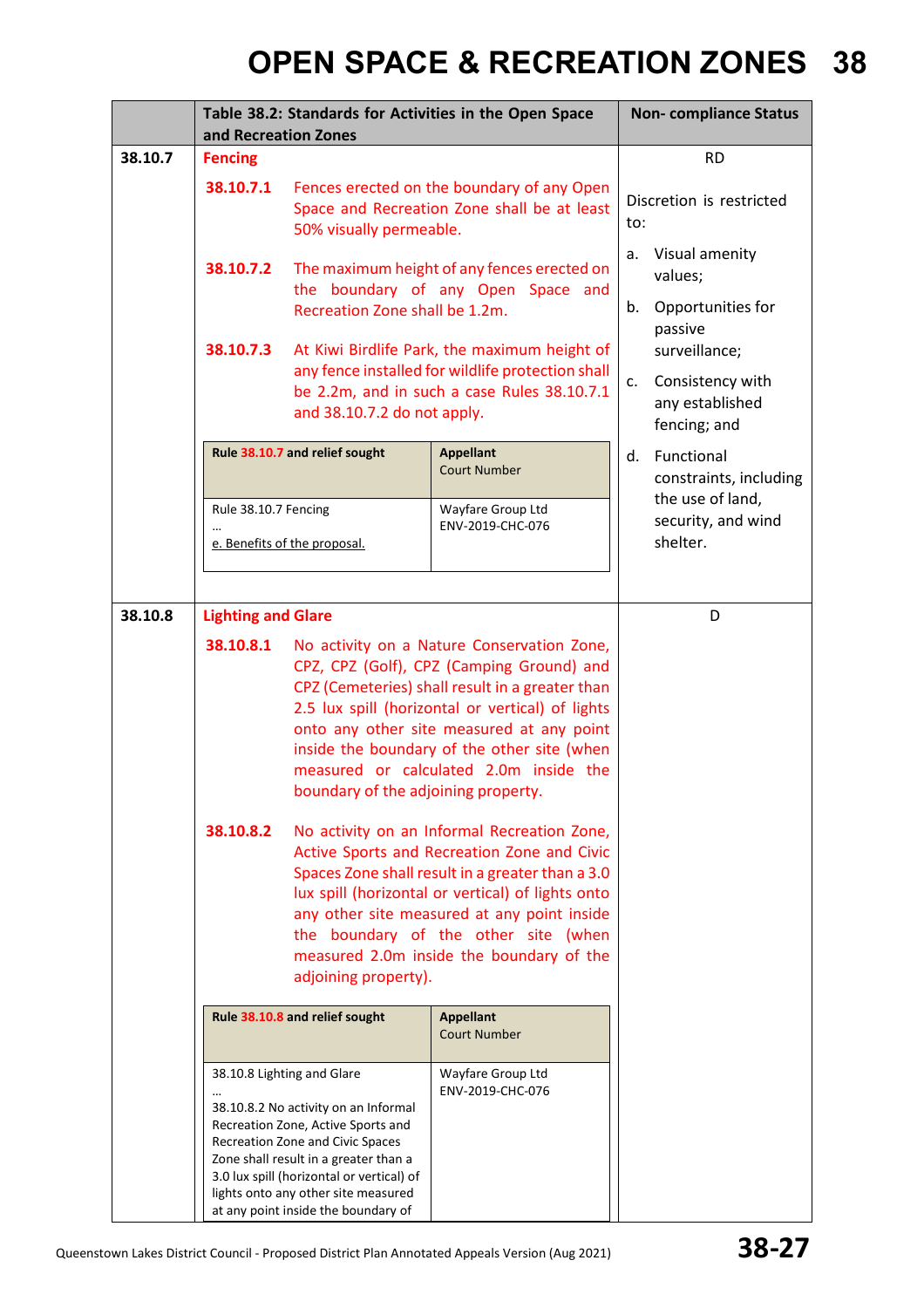# OPEN SPACE & RECREATION ZONES 38

| | Table 38.2: Standards for Activities in the Open Space and Recreation Zones | Non- compliance Status |
|---|---|---|
| 38.10.7 | **Fencing**<br><br>**38.10.7.1** Fences erected on the boundary of any Open Space and Recreation Zone shall be at least 50% visually permeable.<br><br>**38.10.7.2** The maximum height of any fences erected on the boundary of any Open Space and Recreation Zone shall be 1.2m.<br><br>**38.10.7.3** At Kiwi Birdlife Park, the maximum height of any fence installed for wildlife protection shall be 2.2m, and in such a case Rules 38.10.7.1 and 38.10.7.2 do not apply.<br><br>**Rule 38.10.7 and relief sought** — Rule 38.10.7 Fencing … e. Benefits of the proposal. — **Appellant / Court Number**: Wayfare Group Ltd ENV-2019-CHC-076 | RD<br><br>Discretion is restricted to:<br><br>a. Visual amenity values;<br><br>b. Opportunities for passive surveillance;<br><br>c. Consistency with any established fencing; and<br><br>d. Functional constraints, including the use of land, security, and wind shelter. |
| 38.10.8 | **Lighting and Glare**<br><br>**38.10.8.1** No activity on a Nature Conservation Zone, CPZ, CPZ (Golf), CPZ (Camping Ground) and CPZ (Cemeteries) shall result in a greater than 2.5 lux spill (horizontal or vertical) of lights onto any other site measured at any point inside the boundary of the other site (when measured or calculated 2.0m inside the boundary of the adjoining property.<br><br>**38.10.8.2** No activity on an Informal Recreation Zone, Active Sports and Recreation Zone and Civic Spaces Zone shall result in a greater than a 3.0 lux spill (horizontal or vertical) of lights onto any other site measured at any point inside the boundary of the other site (when measured 2.0m inside the boundary of the adjoining property).<br><br>**Rule 38.10.8 and relief sought** — 38.10.8 Lighting and Glare … 38.10.8.2 No activity on an Informal Recreation Zone, Active Sports and Recreation Zone and Civic Spaces Zone shall result in a greater than a 3.0 lux spill (horizontal or vertical) of lights onto any other site measured at any point inside the boundary of — **Appellant / Court Number**: Wayfare Group Ltd ENV-2019-CHC-076 | D |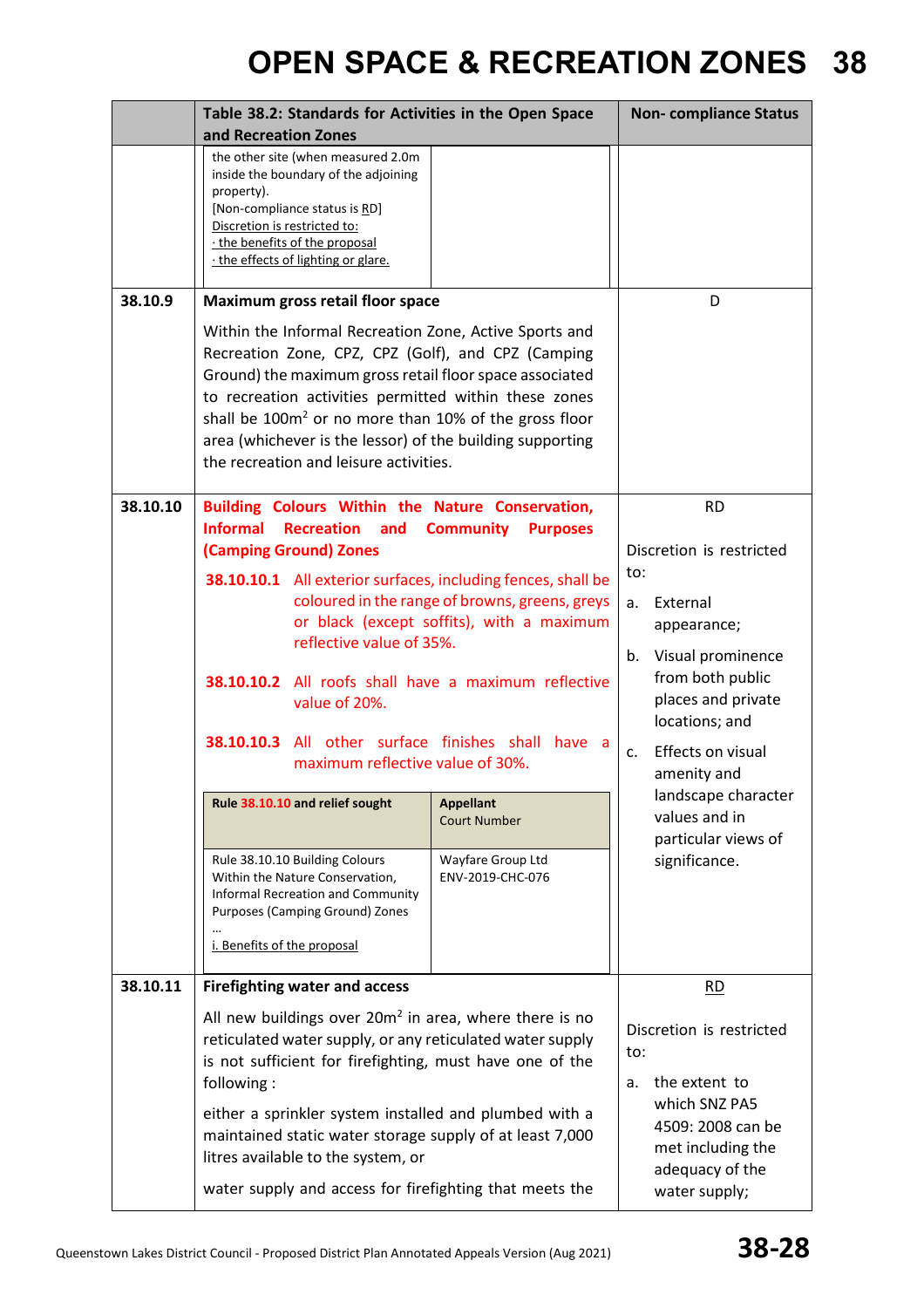# OPEN SPACE & RECREATION ZONES 38

| | Table 38.2: Standards for Activities in the Open Space and Recreation Zones | Non- compliance Status |
|---|---|---|
| | the other site (when measured 2.0m inside the boundary of the adjoining property).<br>[Non-compliance status is RD]<br>Discretion is restricted to:<br>· the benefits of the proposal<br>· the effects of lighting or glare. | |
| 38.10.9 | **Maximum gross retail floor space**<br><br>Within the Informal Recreation Zone, Active Sports and Recreation Zone, CPZ, CPZ (Golf), and CPZ (Camping Ground) the maximum gross retail floor space associated to recreation activities permitted within these zones shall be $100m^2$ or no more than 10% of the gross floor area (whichever is the lessor) of the building supporting the recreation and leisure activities. | D |
| 38.10.10 | **Building Colours Within the Nature Conservation, Informal Recreation and Community Purposes (Camping Ground) Zones**<br><br>**38.10.10.1** All exterior surfaces, including fences, shall be coloured in the range of browns, greens, greys or black (except soffits), with a maximum reflective value of 35%.<br><br>**38.10.10.2** All roofs shall have a maximum reflective value of 20%.<br><br>**38.10.10.3** All other surface finishes shall have a maximum reflective value of 30%.<br><br>**Rule 38.10.10 and relief sought** / **Appellant** Court Number:<br>Rule 38.10.10 Building Colours Within the Nature Conservation, Informal Recreation and Community Purposes (Camping Ground) Zones … i. Benefits of the proposal — Wayfare Group Ltd ENV-2019-CHC-076 | RD<br><br>Discretion is restricted to:<br><br>a. External appearance;<br><br>b. Visual prominence from both public places and private locations; and<br><br>c. Effects on visual amenity and landscape character values and in particular views of significance. |
| 38.10.11 | **Firefighting water and access**<br><br>All new buildings over $20m^2$ in area, where there is no reticulated water supply, or any reticulated water supply is not sufficient for firefighting, must have one of the following :<br><br>either a sprinkler system installed and plumbed with a maintained static water storage supply of at least 7,000 litres available to the system, or<br><br>water supply and access for firefighting that meets the | RD<br><br>Discretion is restricted to:<br><br>a. the extent to which SNZ PA5 4509: 2008 can be met including the adequacy of the water supply; |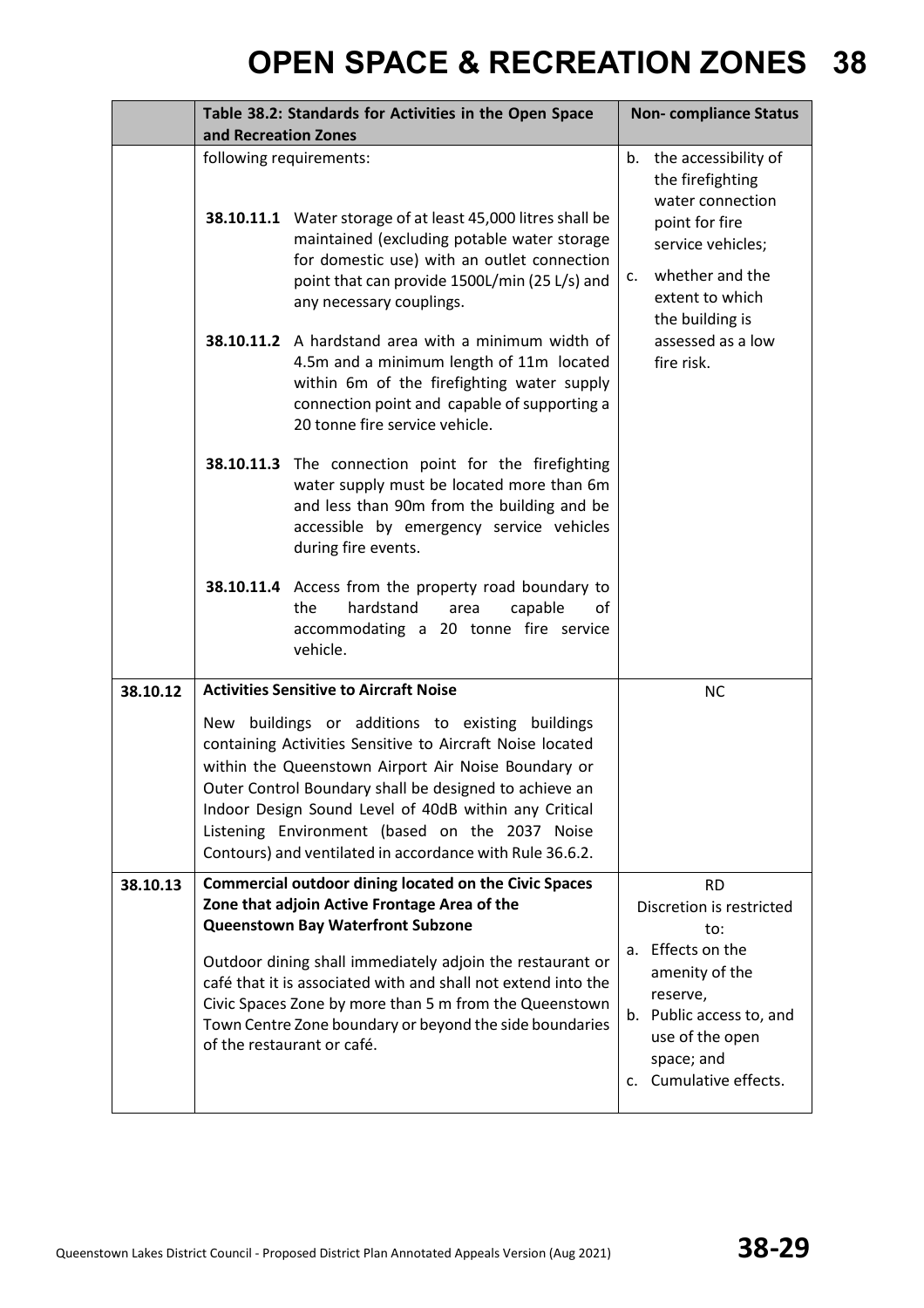| | Table 38.2: Standards for Activities in the Open Space and Recreation Zones | Non- compliance Status |
|---|---|---|
| | following requirements:<br><br>**38.10.11.1** Water storage of at least 45,000 litres shall be maintained (excluding potable water storage for domestic use) with an outlet connection point that can provide 1500L/min (25 L/s) and any necessary couplings.<br><br>**38.10.11.2** A hardstand area with a minimum width of 4.5m and a minimum length of 11m located within 6m of the firefighting water supply connection point and capable of supporting a 20 tonne fire service vehicle.<br><br>**38.10.11.3** The connection point for the firefighting water supply must be located more than 6m and less than 90m from the building and be accessible by emergency service vehicles during fire events.<br><br>**38.10.11.4** Access from the property road boundary to the hardstand area capable of accommodating a 20 tonne fire service vehicle. | b. the accessibility of the firefighting water connection point for fire service vehicles;<br><br>c. whether and the extent to which the building is assessed as a low fire risk. |
| **38.10.12** | **Activities Sensitive to Aircraft Noise**<br><br>New buildings or additions to existing buildings containing Activities Sensitive to Aircraft Noise located within the Queenstown Airport Air Noise Boundary or Outer Control Boundary shall be designed to achieve an Indoor Design Sound Level of 40dB within any Critical Listening Environment (based on the 2037 Noise Contours) and ventilated in accordance with Rule 36.6.2. | NC |
| **38.10.13** | **Commercial outdoor dining located on the Civic Spaces Zone that adjoin Active Frontage Area of the Queenstown Bay Waterfront Subzone**<br><br>Outdoor dining shall immediately adjoin the restaurant or café that it is associated with and shall not extend into the Civic Spaces Zone by more than 5 m from the Queenstown Town Centre Zone boundary or beyond the side boundaries of the restaurant or café. | RD<br>Discretion is restricted to:<br>a. Effects on the amenity of the reserve,<br>b. Public access to, and use of the open space; and<br>c. Cumulative effects. |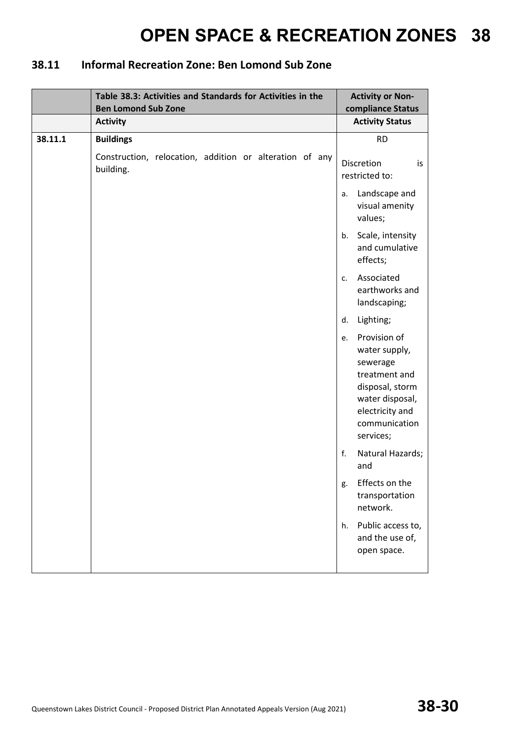## 38.11 Informal Recreation Zone: Ben Lomond Sub Zone

| | Table 38.3: Activities and Standards for Activities in the Ben Lomond Sub Zone | Activity or Non-compliance Status |
|---|---|---|
| | **Activity** | **Activity Status** |
| **38.11.1** | **Buildings**<br><br>Construction, relocation, addition or alteration of any building. | RD<br><br>Discretion is restricted to:<br><br>a. Landscape and visual amenity values;<br><br>b. Scale, intensity and cumulative effects;<br><br>c. Associated earthworks and landscaping;<br><br>d. Lighting;<br><br>e. Provision of water supply, sewerage treatment and disposal, storm water disposal, electricity and communication services;<br><br>f. Natural Hazards; and<br><br>g. Effects on the transportation network.<br><br>h. Public access to, and the use of, open space. |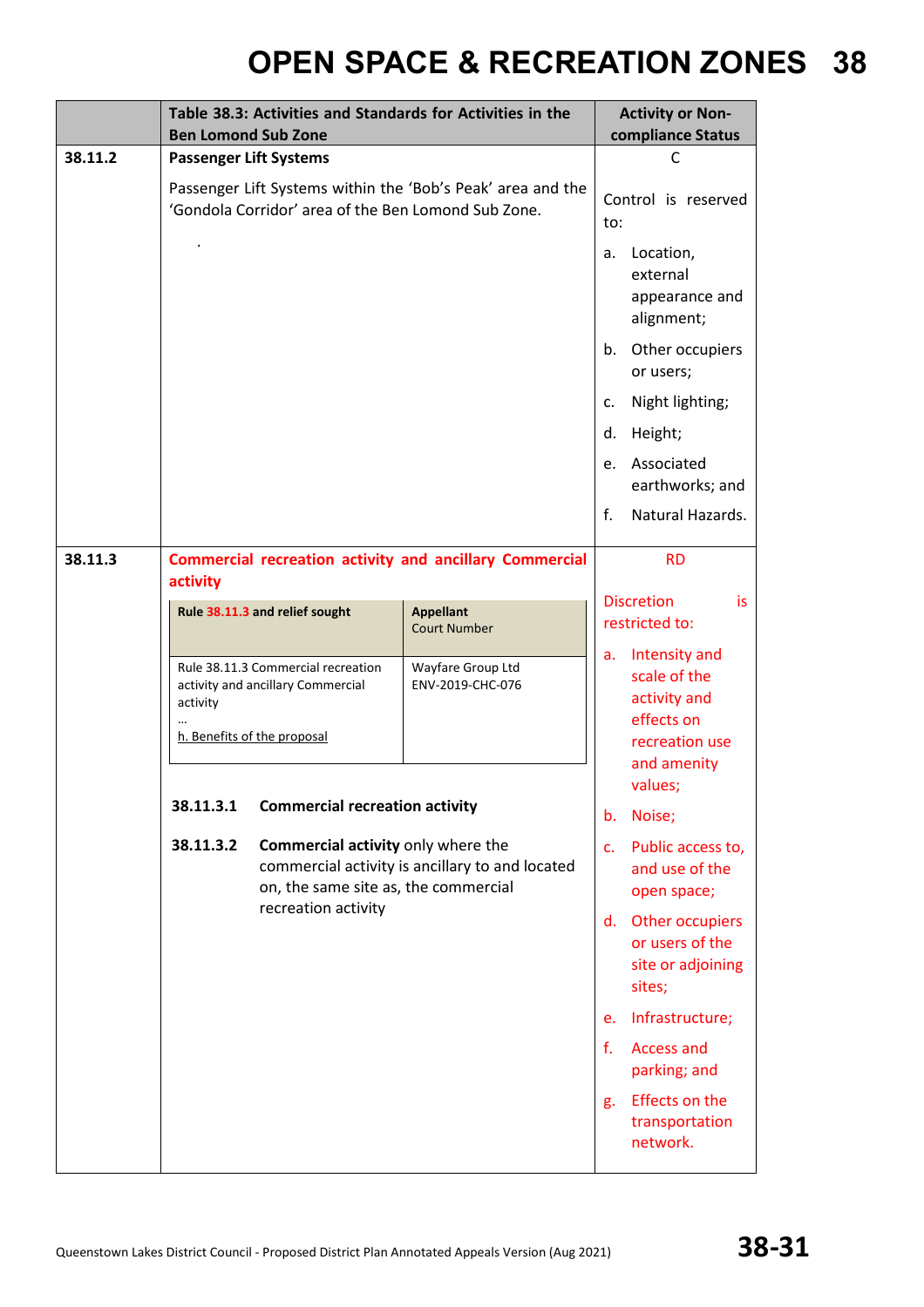# OPEN SPACE & RECREATION ZONES 38

| | Table 38.3: Activities and Standards for Activities in the Ben Lomond Sub Zone | Activity or Non-compliance Status |
|---|---|---|
| 38.11.2 | **Passenger Lift Systems**<br><br>Passenger Lift Systems within the 'Bob's Peak' area and the 'Gondola Corridor' area of the Ben Lomond Sub Zone.<br><br>. | C<br><br>Control is reserved to:<br><br>a. Location, external appearance and alignment;<br>b. Other occupiers or users;<br>c. Night lighting;<br>d. Height;<br>e. Associated earthworks; and<br>f. Natural Hazards. |
| 38.11.3 | **Commercial recreation activity and ancillary Commercial activity**<br><br>*Rule 38.11.3 and relief sought* — Rule 38.11.3 Commercial recreation activity and ancillary Commercial activity … h. Benefits of the proposal (*Appellant / Court Number*: Wayfare Group Ltd ENV-2019-CHC-076)<br><br>**38.11.3.1 Commercial recreation activity**<br><br>**38.11.3.2 Commercial activity** only where the commercial activity is ancillary to and located on, the same site as, the commercial recreation activity | RD<br><br>Discretion is restricted to:<br><br>a. Intensity and scale of the activity and effects on recreation use and amenity values;<br>b. Noise;<br>c. Public access to, and use of the open space;<br>d. Other occupiers or users of the site or adjoining sites;<br>e. Infrastructure;<br>f. Access and parking; and<br>g. Effects on the transportation network. |

Queenstown Lakes District Council - Proposed District Plan Annotated Appeals Version (Aug 2021)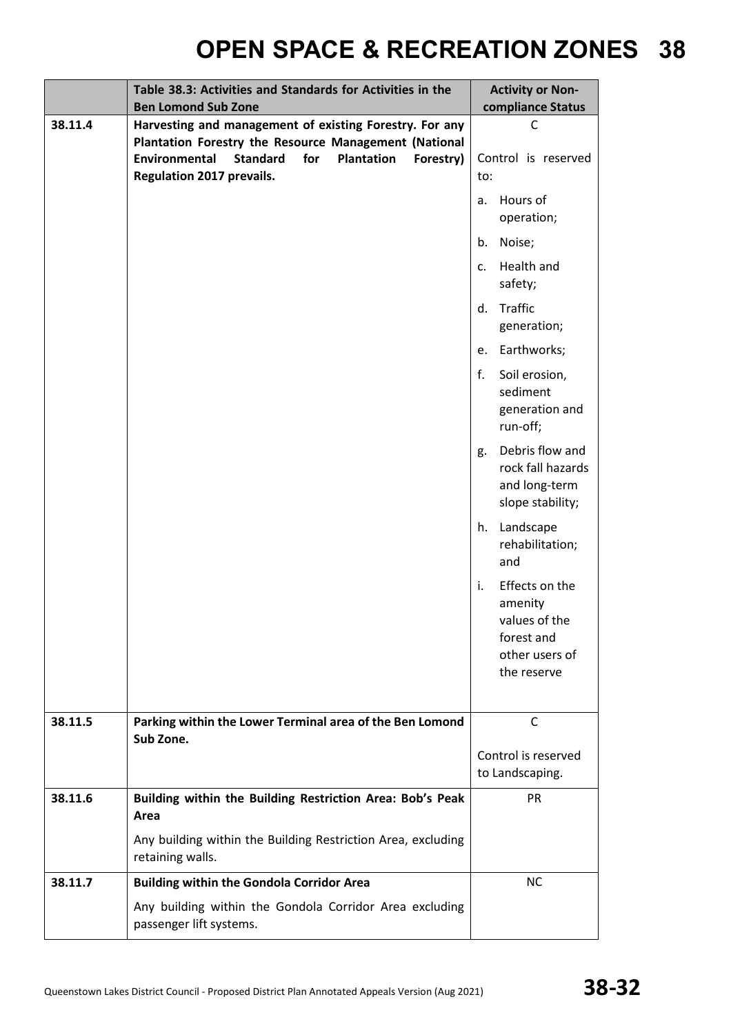| | Table 38.3: Activities and Standards for Activities in the Ben Lomond Sub Zone | Activity or Non-compliance Status |
|---|---|---|
| 38.11.4 | **Harvesting and management of existing Forestry. For any Plantation Forestry the Resource Management (National Environmental Standard for Plantation Forestry) Regulation 2017 prevails.** | C<br><br>Control is reserved to:<br>a. Hours of operation;<br>b. Noise;<br>c. Health and safety;<br>d. Traffic generation;<br>e. Earthworks;<br>f. Soil erosion, sediment generation and run-off;<br>g. Debris flow and rock fall hazards and long-term slope stability;<br>h. Landscape rehabilitation; and<br>i. Effects on the amenity values of the forest and other users of the reserve |
| 38.11.5 | **Parking within the Lower Terminal area of the Ben Lomond Sub Zone.** | C<br><br>Control is reserved to Landscaping. |
| 38.11.6 | **Building within the Building Restriction Area: Bob's Peak Area**<br><br>Any building within the Building Restriction Area, excluding retaining walls. | PR |
| 38.11.7 | **Building within the Gondola Corridor Area**<br><br>Any building within the Gondola Corridor Area excluding passenger lift systems. | NC |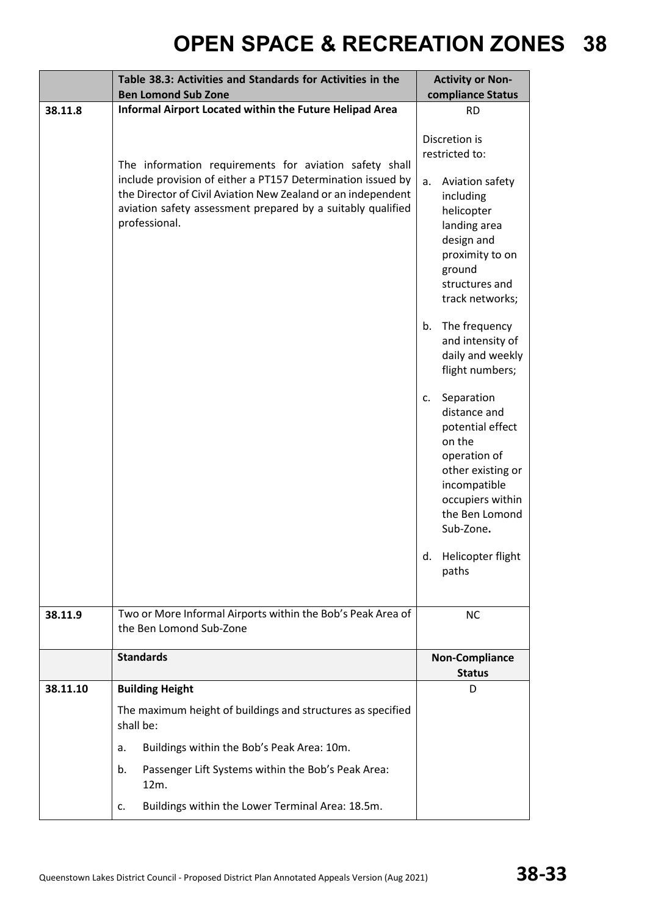| | Table 38.3: Activities and Standards for Activities in the Ben Lomond Sub Zone | Activity or Non-compliance Status |
|---|---|---|
| 38.11.8 | **Informal Airport Located within the Future Helipad Area**<br><br>The information requirements for aviation safety shall include provision of either a PT157 Determination issued by the Director of Civil Aviation New Zealand or an independent aviation safety assessment prepared by a suitably qualified professional. | RD<br><br>Discretion is restricted to:<br><br>a. Aviation safety including helicopter landing area design and proximity to on ground structures and track networks;<br><br>b. The frequency and intensity of daily and weekly flight numbers;<br><br>c. Separation distance and potential effect on the operation of other existing or incompatible occupiers within the Ben Lomond Sub-Zone.<br><br>d. Helicopter flight paths |
| 38.11.9 | Two or More Informal Airports within the Bob's Peak Area of the Ben Lomond Sub-Zone | NC |
| | **Standards** | **Non-Compliance Status** |
| 38.11.10 | **Building Height**<br><br>The maximum height of buildings and structures as specified shall be:<br><br>a. Buildings within the Bob's Peak Area: 10m.<br><br>b. Passenger Lift Systems within the Bob's Peak Area: 12m.<br><br>c. Buildings within the Lower Terminal Area: 18.5m. | D |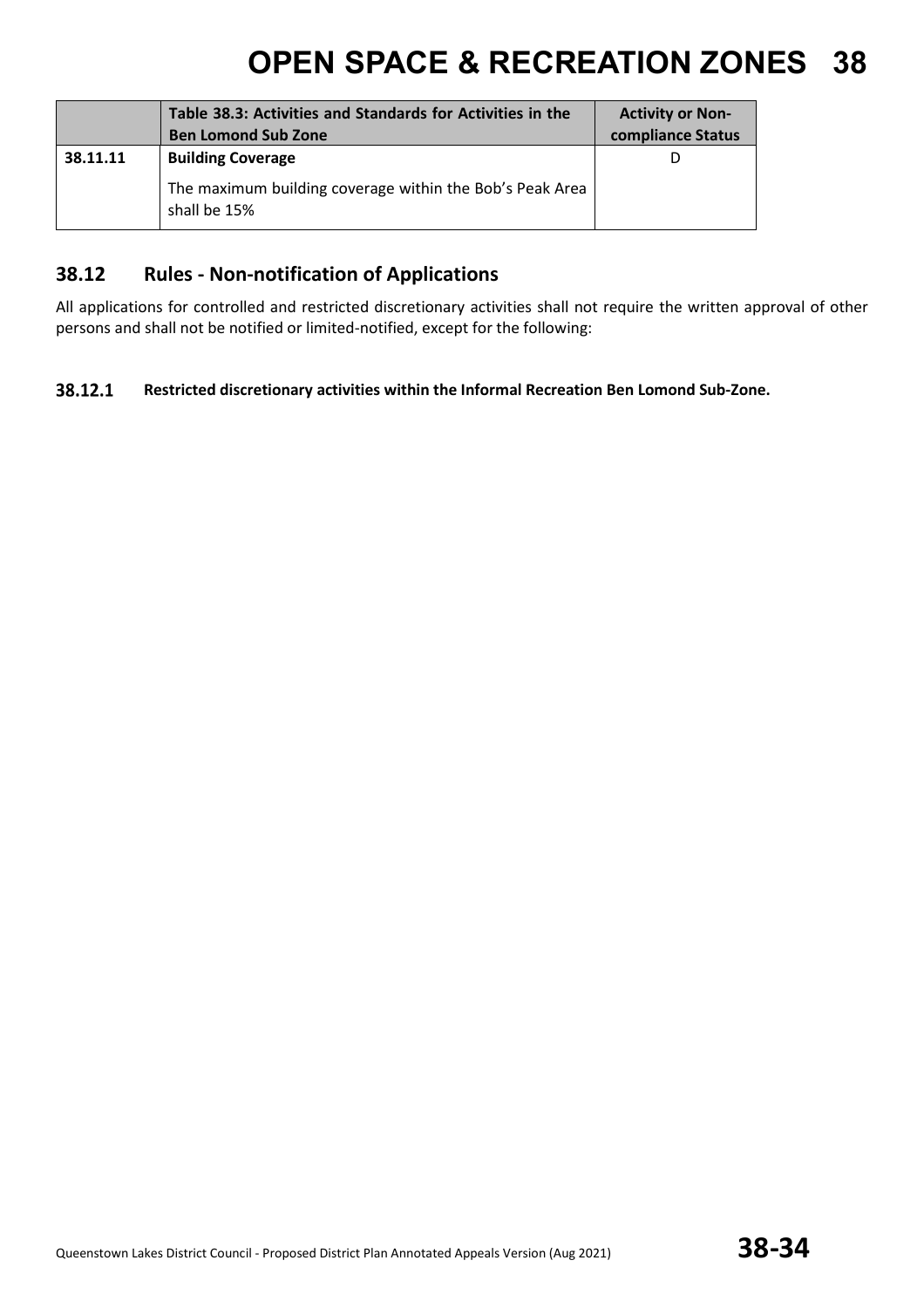|  | Table 38.3: Activities and Standards for Activities in the Ben Lomond Sub Zone | Activity or Non-compliance Status |
|---|---|---|
| 38.11.11 | **Building Coverage**<br><br>The maximum building coverage within the Bob's Peak Area shall be 15% | D |

## 38.12 Rules - Non-notification of Applications

All applications for controlled and restricted discretionary activities shall not require the written approval of other persons and shall not be notified or limited-notified, except for the following:

**38.12.1** **Restricted discretionary activities within the Informal Recreation Ben Lomond Sub-Zone.**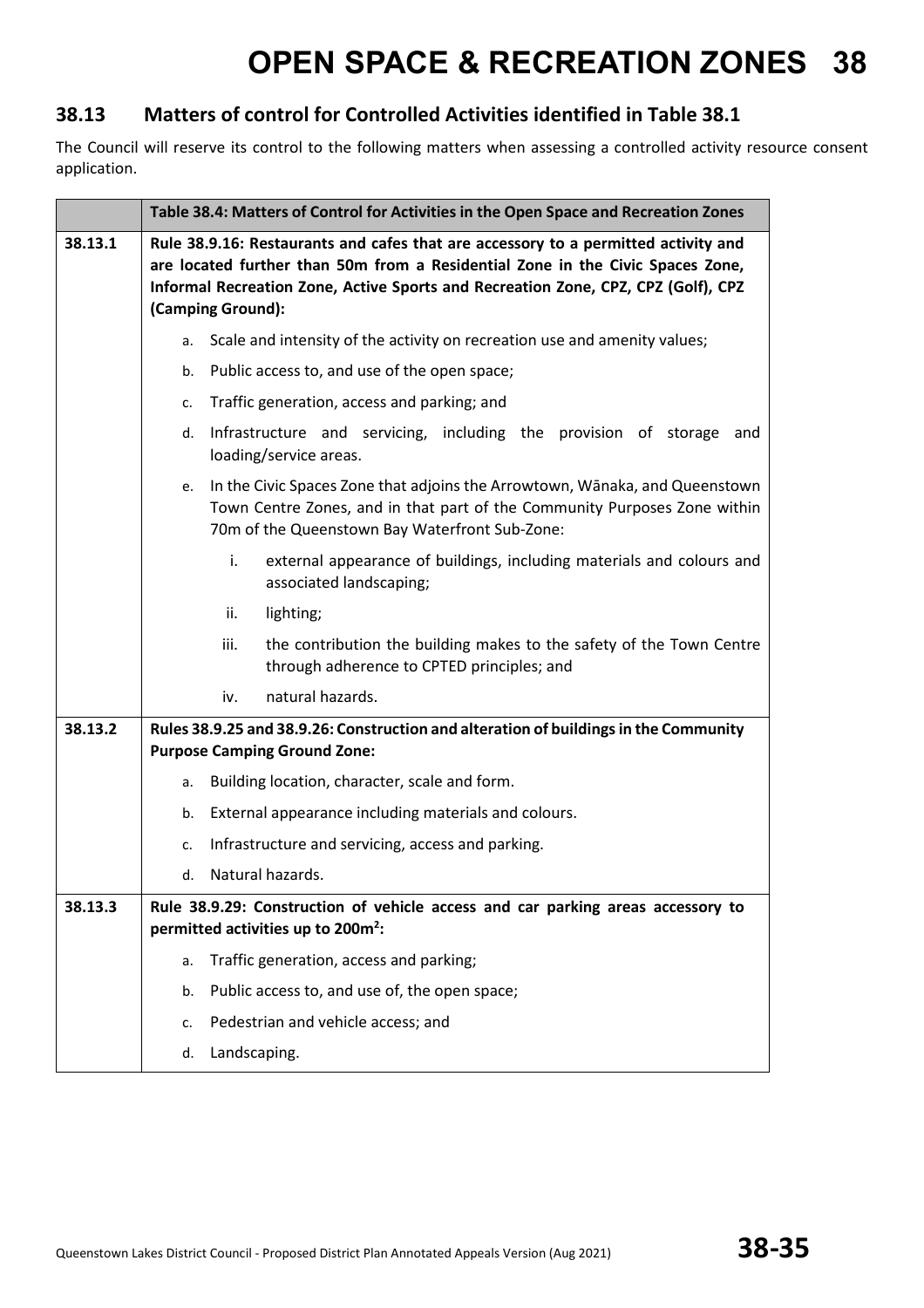## 38.13 Matters of control for Controlled Activities identified in Table 38.1

The Council will reserve its control to the following matters when assessing a controlled activity resource consent application.

| | Table 38.4: Matters of Control for Activities in the Open Space and Recreation Zones |
|---|---|
| 38.13.1 | **Rule 38.9.16: Restaurants and cafes that are accessory to a permitted activity and are located further than 50m from a Residential Zone in the Civic Spaces Zone, Informal Recreation Zone, Active Sports and Recreation Zone, CPZ, CPZ (Golf), CPZ (Camping Ground):** |
| | a. Scale and intensity of the activity on recreation use and amenity values; |
| | b. Public access to, and use of the open space; |
| | c. Traffic generation, access and parking; and |
| | d. Infrastructure and servicing, including the provision of storage and loading/service areas. |
| | e. In the Civic Spaces Zone that adjoins the Arrowtown, Wānaka, and Queenstown Town Centre Zones, and in that part of the Community Purposes Zone within 70m of the Queenstown Bay Waterfront Sub-Zone: |
| | i. external appearance of buildings, including materials and colours and associated landscaping; |
| | ii. lighting; |
| | iii. the contribution the building makes to the safety of the Town Centre through adherence to CPTED principles; and |
| | iv. natural hazards. |
| 38.13.2 | **Rules 38.9.25 and 38.9.26: Construction and alteration of buildings in the Community Purpose Camping Ground Zone:** |
| | a. Building location, character, scale and form. |
| | b. External appearance including materials and colours. |
| | c. Infrastructure and servicing, access and parking. |
| | d. Natural hazards. |
| 38.13.3 | **Rule 38.9.29: Construction of vehicle access and car parking areas accessory to permitted activities up to 200m$^2$:** |
| | a. Traffic generation, access and parking; |
| | b. Public access to, and use of, the open space; |
| | c. Pedestrian and vehicle access; and |
| | d. Landscaping. |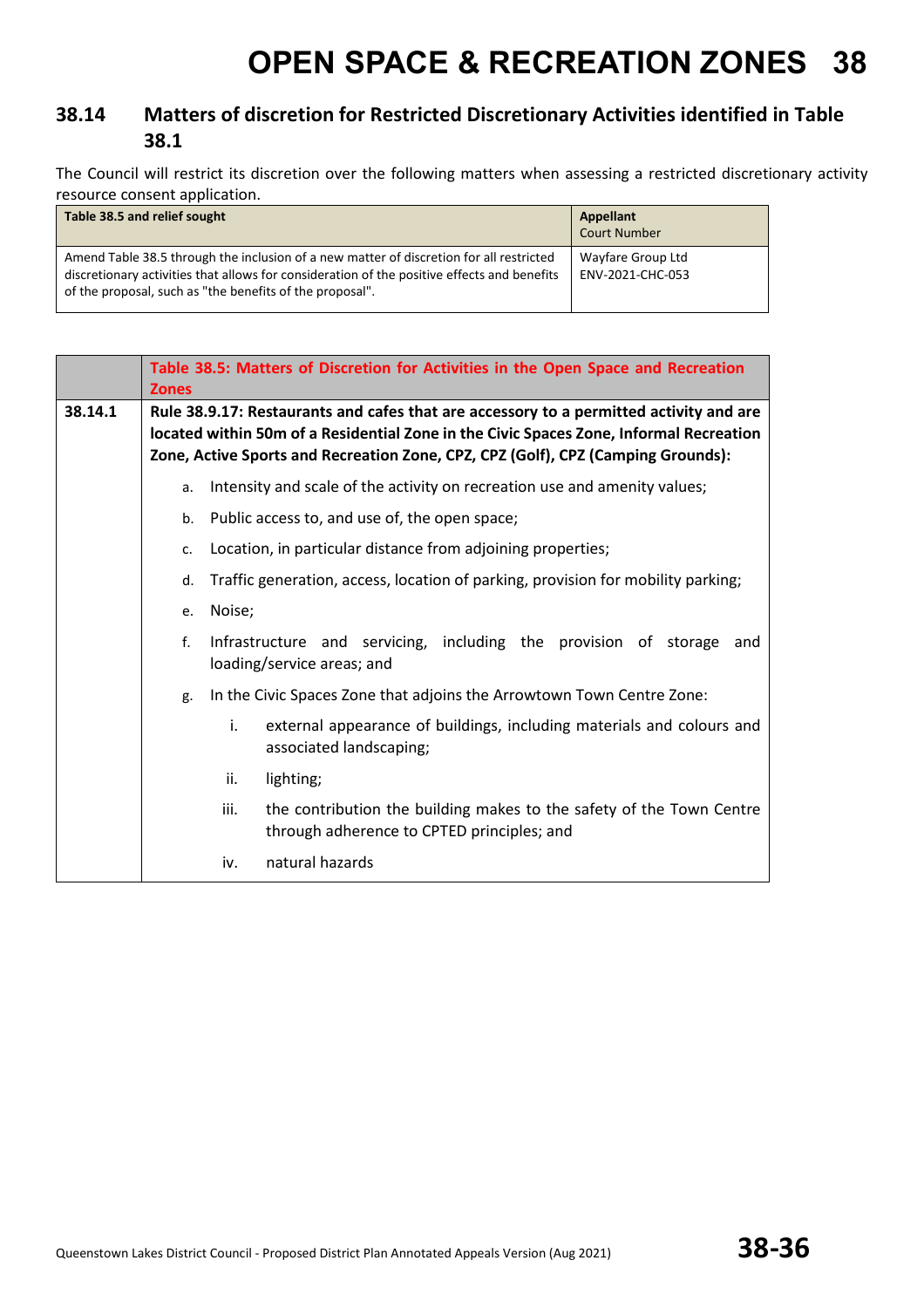## 38.14 Matters of discretion for Restricted Discretionary Activities identified in Table 38.1

The Council will restrict its discretion over the following matters when assessing a restricted discretionary activity resource consent application.

| Table 38.5 and relief sought | Appellant Court Number |
|---|---|
| Amend Table 38.5 through the inclusion of a new matter of discretion for all restricted discretionary activities that allows for consideration of the positive effects and benefits of the proposal, such as "the benefits of the proposal". | Wayfare Group Ltd ENV-2021-CHC-053 |

| | Table 38.5: Matters of Discretion for Activities in the Open Space and Recreation Zones |
|---|---|
| 38.14.1 | **Rule 38.9.17: Restaurants and cafes that are accessory to a permitted activity and are located within 50m of a Residential Zone in the Civic Spaces Zone, Informal Recreation Zone, Active Sports and Recreation Zone, CPZ, CPZ (Golf), CPZ (Camping Grounds):**<br>a. Intensity and scale of the activity on recreation use and amenity values;<br>b. Public access to, and use of, the open space;<br>c. Location, in particular distance from adjoining properties;<br>d. Traffic generation, access, location of parking, provision for mobility parking;<br>e. Noise;<br>f. Infrastructure and servicing, including the provision of storage and loading/service areas; and<br>g. In the Civic Spaces Zone that adjoins the Arrowtown Town Centre Zone:<br>i. external appearance of buildings, including materials and colours and associated landscaping;<br>ii. lighting;<br>iii. the contribution the building makes to the safety of the Town Centre through adherence to CPTED principles; and<br>iv. natural hazards |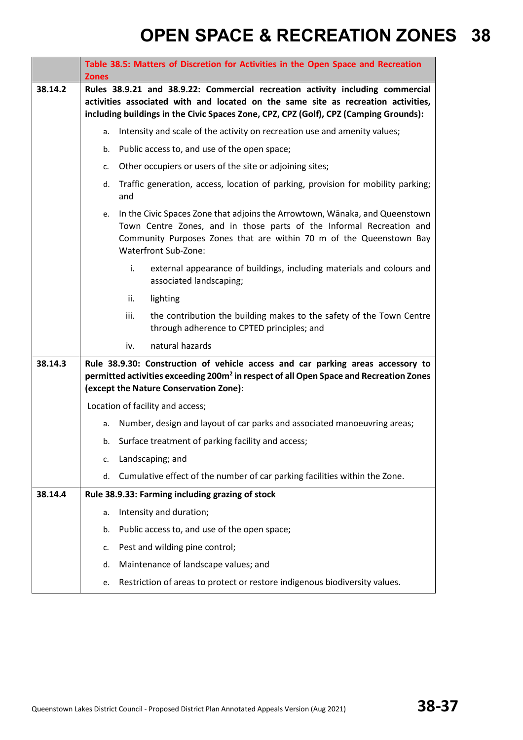| | Table 38.5: Matters of Discretion for Activities in the Open Space and Recreation Zones |
|---|---|
| 38.14.2 | **Rules 38.9.21 and 38.9.22: Commercial recreation activity including commercial activities associated with and located on the same site as recreation activities, including buildings in the Civic Spaces Zone, CPZ, CPZ (Golf), CPZ (Camping Grounds):**<br><br>a. Intensity and scale of the activity on recreation use and amenity values;<br>b. Public access to, and use of the open space;<br>c. Other occupiers or users of the site or adjoining sites;<br>d. Traffic generation, access, location of parking, provision for mobility parking; and<br>e. In the Civic Spaces Zone that adjoins the Arrowtown, Wānaka, and Queenstown Town Centre Zones, and in those parts of the Informal Recreation and Community Purposes Zones that are within 70 m of the Queenstown Bay Waterfront Sub-Zone:<br>i. external appearance of buildings, including materials and colours and associated landscaping;<br>ii. lighting<br>iii. the contribution the building makes to the safety of the Town Centre through adherence to CPTED principles; and<br>iv. natural hazards |
| 38.14.3 | **Rule 38.9.30: Construction of vehicle access and car parking areas accessory to permitted activities exceeding 200m² in respect of all Open Space and Recreation Zones (except the Nature Conservation Zone)**:<br><br>Location of facility and access;<br>a. Number, design and layout of car parks and associated manoeuvring areas;<br>b. Surface treatment of parking facility and access;<br>c. Landscaping; and<br>d. Cumulative effect of the number of car parking facilities within the Zone. |
| 38.14.4 | **Rule 38.9.33: Farming including grazing of stock**<br><br>a. Intensity and duration;<br>b. Public access to, and use of the open space;<br>c. Pest and wilding pine control;<br>d. Maintenance of landscape values; and<br>e. Restriction of areas to protect or restore indigenous biodiversity values. |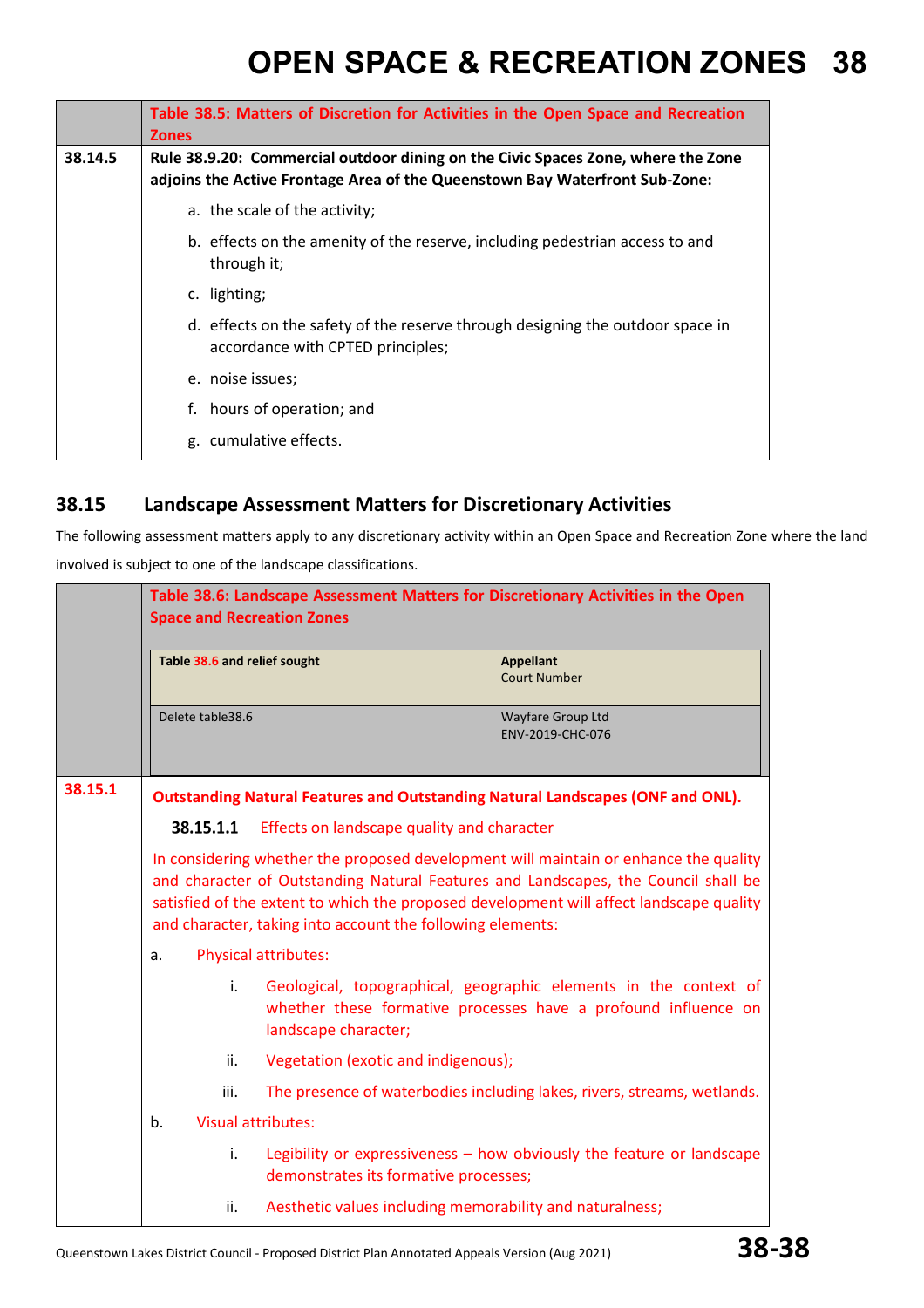| | Table 38.5: Matters of Discretion for Activities in the Open Space and Recreation Zones |
|---|---|
| 38.14.5 | **Rule 38.9.20: Commercial outdoor dining on the Civic Spaces Zone, where the Zone adjoins the Active Frontage Area of the Queenstown Bay Waterfront Sub-Zone:**<br><br>a. the scale of the activity;<br>b. effects on the amenity of the reserve, including pedestrian access to and through it;<br>c. lighting;<br>d. effects on the safety of the reserve through designing the outdoor space in accordance with CPTED principles;<br>e. noise issues;<br>f. hours of operation; and<br>g. cumulative effects. |

## 38.15 Landscape Assessment Matters for Discretionary Activities

The following assessment matters apply to any discretionary activity within an Open Space and Recreation Zone where the land involved is subject to one of the landscape classifications.

**Table 38.6: Landscape Assessment Matters for Discretionary Activities in the Open Space and Recreation Zones**

| Table 38.6 and relief sought | Appellant Court Number |
|---|---|
| Delete table38.6 | Wayfare Group Ltd ENV-2019-CHC-076 |

| | |
|---|---|
| 38.15.1 | **Outstanding Natural Features and Outstanding Natural Landscapes (ONF and ONL).**<br><br>**38.15.1.1** Effects on landscape quality and character<br><br>In considering whether the proposed development will maintain or enhance the quality and character of Outstanding Natural Features and Landscapes, the Council shall be satisfied of the extent to which the proposed development will affect landscape quality and character, taking into account the following elements:<br><br>a. Physical attributes:<br>i. Geological, topographical, geographic elements in the context of whether these formative processes have a profound influence on landscape character;<br>ii. Vegetation (exotic and indigenous);<br>iii. The presence of waterbodies including lakes, rivers, streams, wetlands.<br><br>b. Visual attributes:<br>i. Legibility or expressiveness – how obviously the feature or landscape demonstrates its formative processes;<br>ii. Aesthetic values including memorability and naturalness; |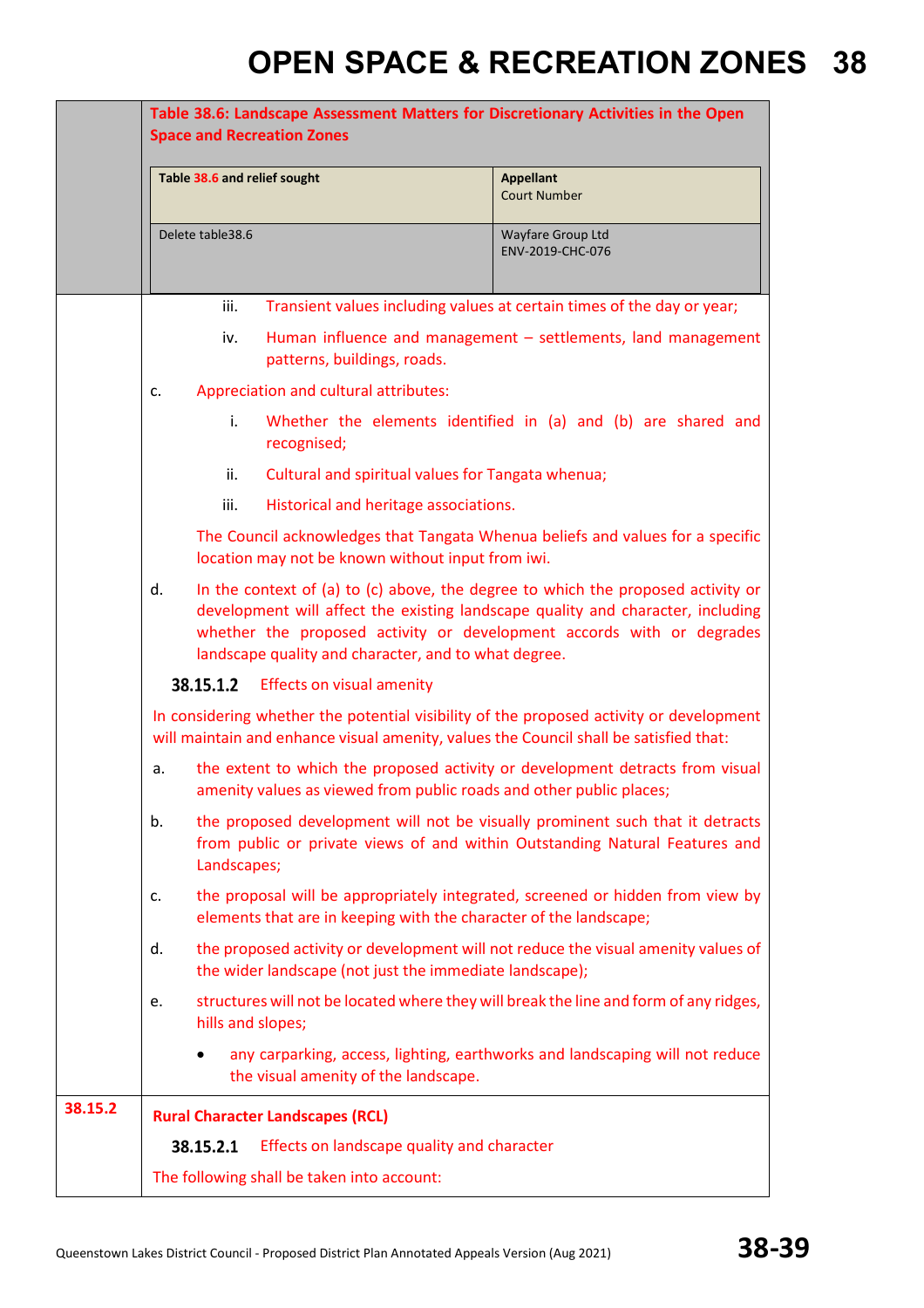**Table 38.6: Landscape Assessment Matters for Discretionary Activities in the Open Space and Recreation Zones**

| Table 38.6 and relief sought | Appellant Court Number |
|---|---|
| Delete table38.6 | Wayfare Group Ltd ENV-2019-CHC-076 |

iii. Transient values including values at certain times of the day or year;

iv. Human influence and management – settlements, land management patterns, buildings, roads.

c. Appreciation and cultural attributes:

i. Whether the elements identified in (a) and (b) are shared and recognised;

ii. Cultural and spiritual values for Tangata whenua;

iii. Historical and heritage associations.

The Council acknowledges that Tangata Whenua beliefs and values for a specific location may not be known without input from iwi.

d. In the context of (a) to (c) above, the degree to which the proposed activity or development will affect the existing landscape quality and character, including whether the proposed activity or development accords with or degrades landscape quality and character, and to what degree.

**38.15.1.2** Effects on visual amenity

In considering whether the potential visibility of the proposed activity or development will maintain and enhance visual amenity, values the Council shall be satisfied that:

a. the extent to which the proposed activity or development detracts from visual amenity values as viewed from public roads and other public places;

b. the proposed development will not be visually prominent such that it detracts from public or private views of and within Outstanding Natural Features and Landscapes;

c. the proposal will be appropriately integrated, screened or hidden from view by elements that are in keeping with the character of the landscape;

d. the proposed activity or development will not reduce the visual amenity values of the wider landscape (not just the immediate landscape);

e. structures will not be located where they will break the line and form of any ridges, hills and slopes;

- any carparking, access, lighting, earthworks and landscaping will not reduce the visual amenity of the landscape.

**38.15.2** **Rural Character Landscapes (RCL)**

**38.15.2.1** Effects on landscape quality and character

The following shall be taken into account: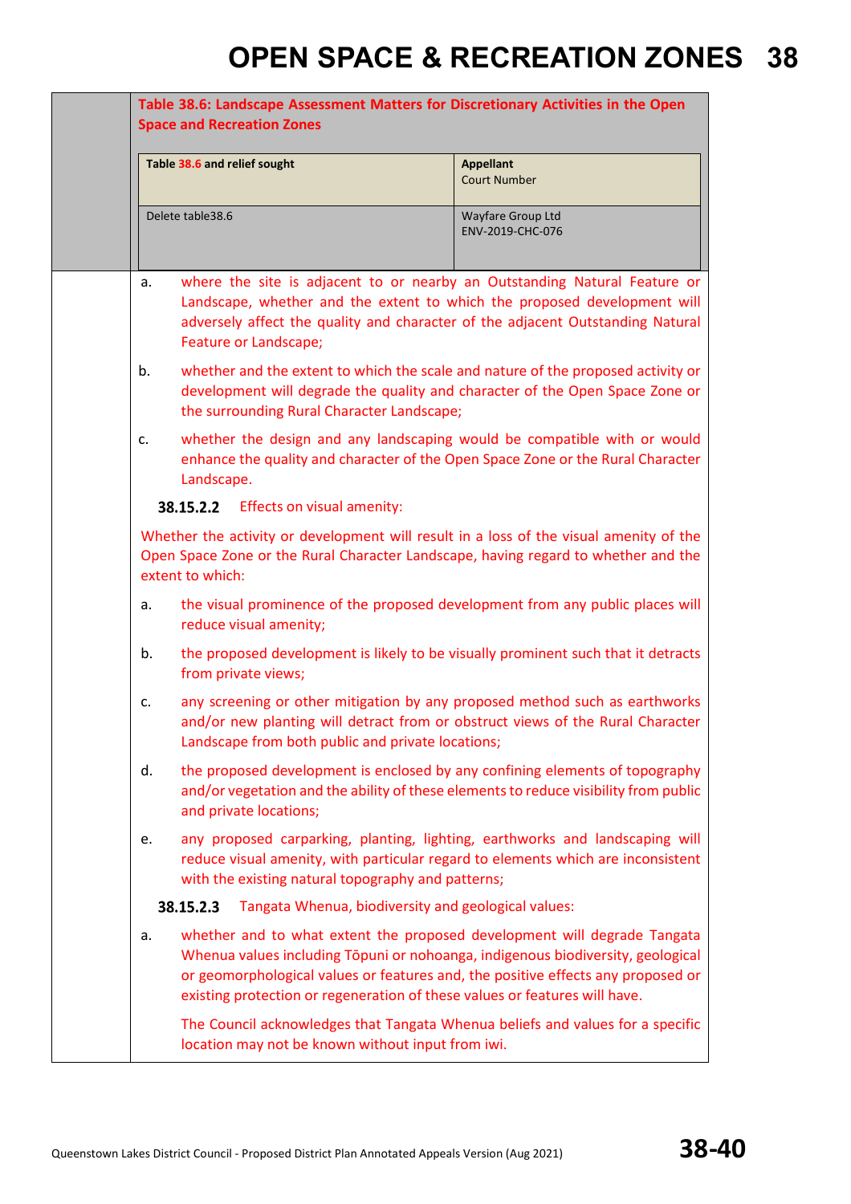**Table 38.6: Landscape Assessment Matters for Discretionary Activities in the Open Space and Recreation Zones**

| Table 38.6 and relief sought | Appellant<br>Court Number |
|---|---|
| Delete table38.6 | Wayfare Group Ltd<br>ENV-2019-CHC-076 |

a. where the site is adjacent to or nearby an Outstanding Natural Feature or Landscape, whether and the extent to which the proposed development will adversely affect the quality and character of the adjacent Outstanding Natural Feature or Landscape;

b. whether and the extent to which the scale and nature of the proposed activity or development will degrade the quality and character of the Open Space Zone or the surrounding Rural Character Landscape;

c. whether the design and any landscaping would be compatible with or would enhance the quality and character of the Open Space Zone or the Rural Character Landscape.

**38.15.2.2** Effects on visual amenity:

Whether the activity or development will result in a loss of the visual amenity of the Open Space Zone or the Rural Character Landscape, having regard to whether and the extent to which:

a. the visual prominence of the proposed development from any public places will reduce visual amenity;

b. the proposed development is likely to be visually prominent such that it detracts from private views;

c. any screening or other mitigation by any proposed method such as earthworks and/or new planting will detract from or obstruct views of the Rural Character Landscape from both public and private locations;

d. the proposed development is enclosed by any confining elements of topography and/or vegetation and the ability of these elements to reduce visibility from public and private locations;

e. any proposed carparking, planting, lighting, earthworks and landscaping will reduce visual amenity, with particular regard to elements which are inconsistent with the existing natural topography and patterns;

**38.15.2.3** Tangata Whenua, biodiversity and geological values:

a. whether and to what extent the proposed development will degrade Tangata Whenua values including Tōpuni or nohoanga, indigenous biodiversity, geological or geomorphological values or features and, the positive effects any proposed or existing protection or regeneration of these values or features will have.

The Council acknowledges that Tangata Whenua beliefs and values for a specific location may not be known without input from iwi.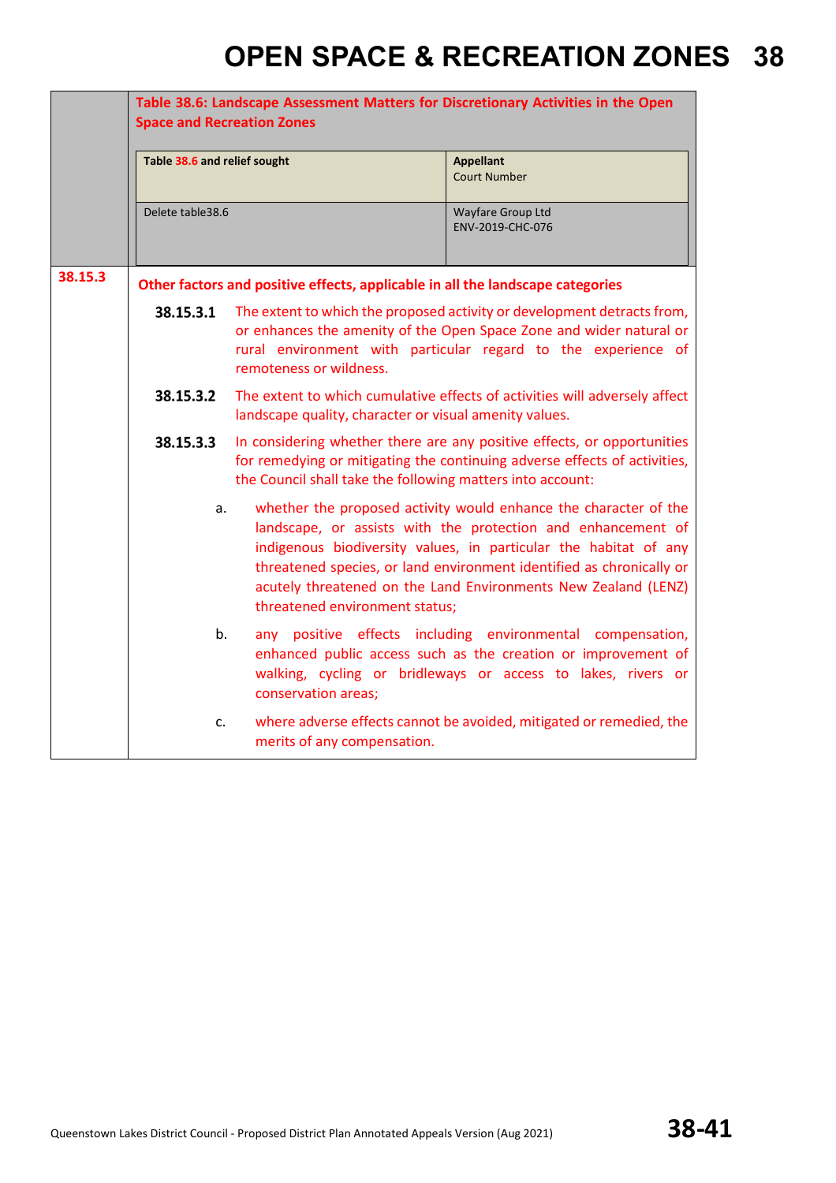**Table 38.6: Landscape Assessment Matters for Discretionary Activities in the Open Space and Recreation Zones**

| Table 38.6 and relief sought | Appellant Court Number |
|---|---|
| Delete table38.6 | Wayfare Group Ltd ENV-2019-CHC-076 |

**38.15.3 Other factors and positive effects, applicable in all the landscape categories**

**38.15.3.1** The extent to which the proposed activity or development detracts from, or enhances the amenity of the Open Space Zone and wider natural or rural environment with particular regard to the experience of remoteness or wildness.

**38.15.3.2** The extent to which cumulative effects of activities will adversely affect landscape quality, character or visual amenity values.

**38.15.3.3** In considering whether there are any positive effects, or opportunities for remedying or mitigating the continuing adverse effects of activities, the Council shall take the following matters into account:

a. whether the proposed activity would enhance the character of the landscape, or assists with the protection and enhancement of indigenous biodiversity values, in particular the habitat of any threatened species, or land environment identified as chronically or acutely threatened on the Land Environments New Zealand (LENZ) threatened environment status;

b. any positive effects including environmental compensation, enhanced public access such as the creation or improvement of walking, cycling or bridleways or access to lakes, rivers or conservation areas;

c. where adverse effects cannot be avoided, mitigated or remedied, the merits of any compensation.